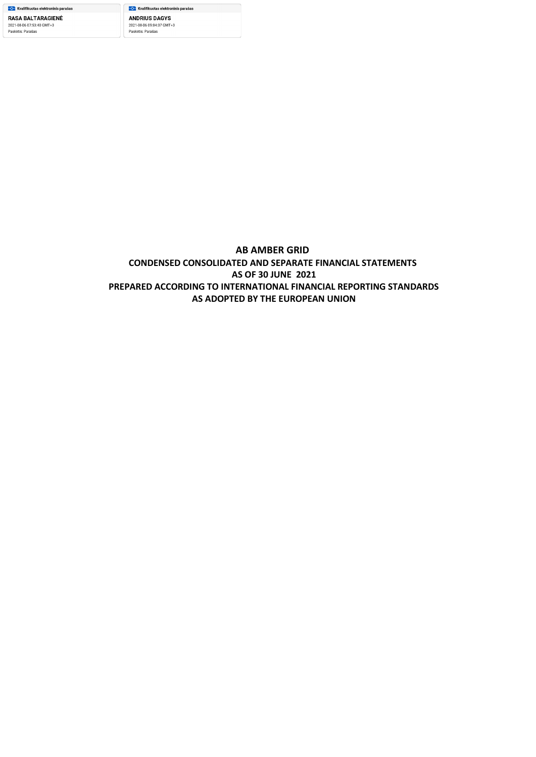Kvalifikuotas elektroninis parašas
RASA BALTARAGIENĖ
2021-08-06 07:53:40 GMT+3
Paskirtis: Parašas

Kvalifikuotas elektroninis parašas
ANDRIUS DAGYS
2021-08-06 09:04:07 GMT+3
Paskirtis: Parašas

# AB AMBER GRID

## CONDENSED CONSOLIDATED AND SEPARATE FINANCIAL STATEMENTS
## AS OF 30 JUNE 2021
## PREPARED ACCORDING TO INTERNATIONAL FINANCIAL REPORTING STANDARDS
## AS ADOPTED BY THE EUROPEAN UNION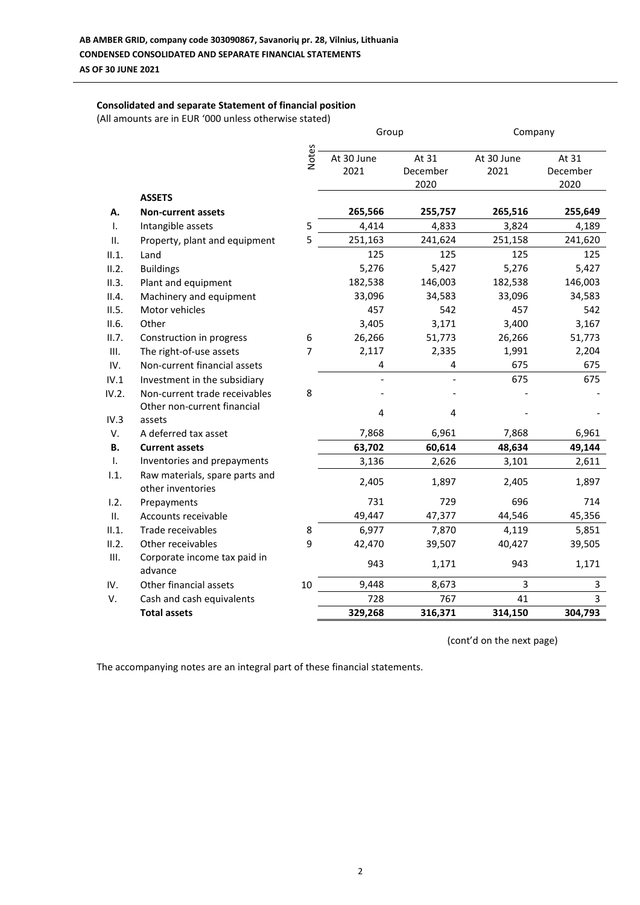**AB AMBER GRID, company code 303090867, Savanorių pr. 28, Vilnius, Lithuania**
**CONDENSED CONSOLIDATED AND SEPARATE FINANCIAL STATEMENTS**
**AS OF 30 JUNE 2021**

**Consolidated and separate Statement of financial position**
(All amounts are in EUR '000 unless otherwise stated)

| | | Notes | Group | | Company | |
|---|---|---|---|---|---|---|
| | | | At 30 June 2021 | At 31 December 2020 | At 30 June 2021 | At 31 December 2020 |
| | **ASSETS** | | | | | |
| **A.** | **Non-current assets** | | **265,566** | **255,757** | **265,516** | **255,649** |
| I. | Intangible assets | 5 | 4,414 | 4,833 | 3,824 | 4,189 |
| II. | Property, plant and equipment | 5 | 251,163 | 241,624 | 251,158 | 241,620 |
| II.1. | Land | | 125 | 125 | 125 | 125 |
| II.2. | Buildings | | 5,276 | 5,427 | 5,276 | 5,427 |
| II.3. | Plant and equipment | | 182,538 | 146,003 | 182,538 | 146,003 |
| II.4. | Machinery and equipment | | 33,096 | 34,583 | 33,096 | 34,583 |
| II.5. | Motor vehicles | | 457 | 542 | 457 | 542 |
| II.6. | Other | | 3,405 | 3,171 | 3,400 | 3,167 |
| II.7. | Construction in progress | 6 | 26,266 | 51,773 | 26,266 | 51,773 |
| III. | The right-of-use assets | 7 | 2,117 | 2,335 | 1,991 | 2,204 |
| IV. | Non-current financial assets | | 4 | 4 | 675 | 675 |
| IV.1 | Investment in the subsidiary | | - | - | 675 | 675 |
| IV.2. | Non-current trade receivables | 8 | - | - | - | - |
| IV.3 | Other non-current financial assets | | 4 | 4 | - | - |
| V. | A deferred tax asset | | 7,868 | 6,961 | 7,868 | 6,961 |
| **B.** | **Current assets** | | **63,702** | **60,614** | **48,634** | **49,144** |
| I. | Inventories and prepayments | | 3,136 | 2,626 | 3,101 | 2,611 |
| I.1. | Raw materials, spare parts and other inventories | | 2,405 | 1,897 | 2,405 | 1,897 |
| I.2. | Prepayments | | 731 | 729 | 696 | 714 |
| II. | Accounts receivable | | 49,447 | 47,377 | 44,546 | 45,356 |
| II.1. | Trade receivables | 8 | 6,977 | 7,870 | 4,119 | 5,851 |
| II.2. | Other receivables | 9 | 42,470 | 39,507 | 40,427 | 39,505 |
| III. | Corporate income tax paid in advance | | 943 | 1,171 | 943 | 1,171 |
| IV. | Other financial assets | 10 | 9,448 | 8,673 | 3 | 3 |
| V. | Cash and cash equivalents | | 728 | 767 | 41 | 3 |
| | **Total assets** | | **329,268** | **316,371** | **314,150** | **304,793** |

(cont'd on the next page)

The accompanying notes are an integral part of these financial statements.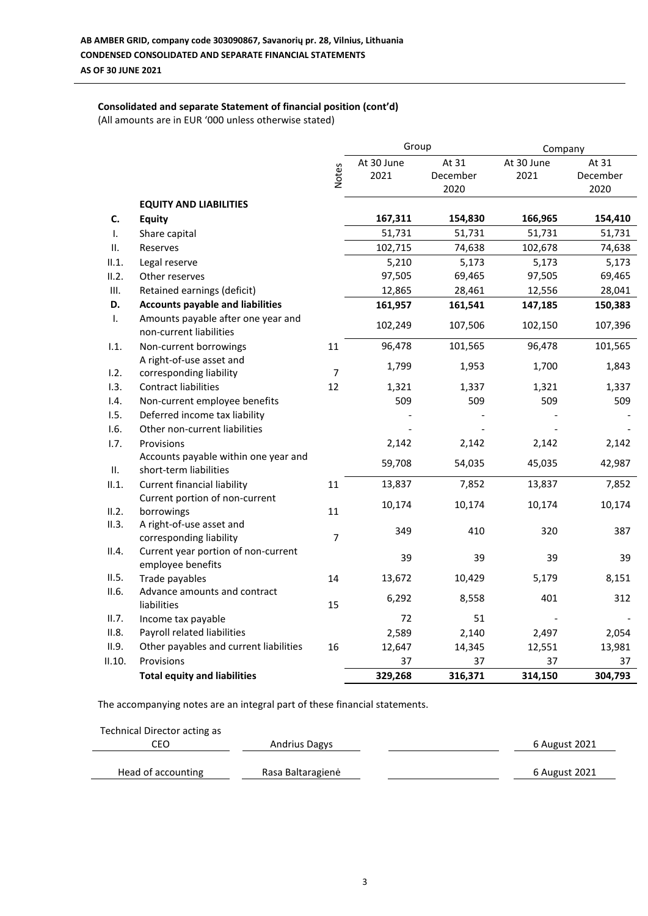**AB AMBER GRID, company code 303090867, Savanorių pr. 28, Vilnius, Lithuania**
**CONDENSED CONSOLIDATED AND SEPARATE FINANCIAL STATEMENTS**
**AS OF 30 JUNE 2021**

**Consolidated and separate Statement of financial position (cont'd)**
(All amounts are in EUR '000 unless otherwise stated)

| | | Notes | Group | | Company | |
|---|---|---|---|---|---|---|
| | | | At 30 June 2021 | At 31 December 2020 | At 30 June 2021 | At 31 December 2020 |
| | **EQUITY AND LIABILITIES** | | | | | |
| **C.** | **Equity** | | **167,311** | **154,830** | **166,965** | **154,410** |
| I. | Share capital | | 51,731 | 51,731 | 51,731 | 51,731 |
| II. | Reserves | | 102,715 | 74,638 | 102,678 | 74,638 |
| II.1. | Legal reserve | | 5,210 | 5,173 | 5,173 | 5,173 |
| II.2. | Other reserves | | 97,505 | 69,465 | 97,505 | 69,465 |
| III. | Retained earnings (deficit) | | 12,865 | 28,461 | 12,556 | 28,041 |
| **D.** | **Accounts payable and liabilities** | | **161,957** | **161,541** | **147,185** | **150,383** |
| I. | Amounts payable after one year and non-current liabilities | | 102,249 | 107,506 | 102,150 | 107,396 |
| I.1. | Non-current borrowings | 11 | 96,478 | 101,565 | 96,478 | 101,565 |
| I.2. | A right-of-use asset and corresponding liability | 7 | 1,799 | 1,953 | 1,700 | 1,843 |
| I.3. | Contract liabilities | 12 | 1,321 | 1,337 | 1,321 | 1,337 |
| I.4. | Non-current employee benefits | | 509 | 509 | 509 | 509 |
| I.5. | Deferred income tax liability | | - | - | - | - |
| I.6. | Other non-current liabilities | | - | - | - | - |
| I.7. | Provisions | | 2,142 | 2,142 | 2,142 | 2,142 |
| II. | Accounts payable within one year and short-term liabilities | | 59,708 | 54,035 | 45,035 | 42,987 |
| II.1. | Current financial liability | 11 | 13,837 | 7,852 | 13,837 | 7,852 |
| II.2. | Current portion of non-current borrowings | 11 | 10,174 | 10,174 | 10,174 | 10,174 |
| II.3. | A right-of-use asset and corresponding liability | 7 | 349 | 410 | 320 | 387 |
| II.4. | Current year portion of non-current employee benefits | | 39 | 39 | 39 | 39 |
| II.5. | Trade payables | 14 | 13,672 | 10,429 | 5,179 | 8,151 |
| II.6. | Advance amounts and contract liabilities | 15 | 6,292 | 8,558 | 401 | 312 |
| II.7. | Income tax payable | | 72 | 51 | - | - |
| II.8. | Payroll related liabilities | | 2,589 | 2,140 | 2,497 | 2,054 |
| II.9. | Other payables and current liabilities | 16 | 12,647 | 14,345 | 12,551 | 13,981 |
| II.10. | Provisions | | 37 | 37 | 37 | 37 |
| | **Total equity and liabilities** | | **329,268** | **316,371** | **314,150** | **304,793** |

The accompanying notes are an integral part of these financial statements.

| | | | |
|---|---|---|---|
| Technical Director acting as CEO | Andrius Dagys | | 6 August 2021 |
| Head of accounting | Rasa Baltaragienė | | 6 August 2021 |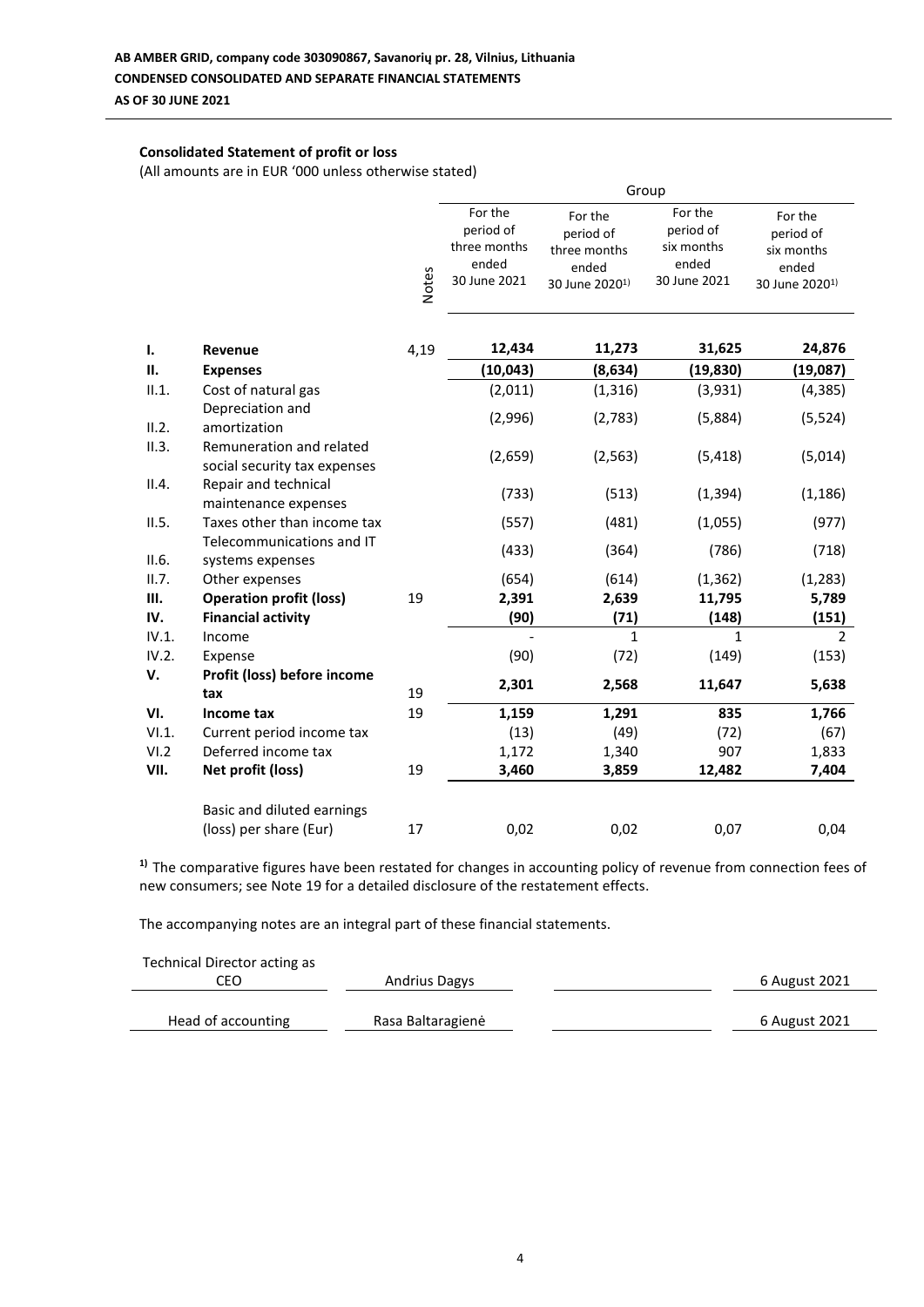AB AMBER GRID, company code 303090867, Savanorių pr. 28, Vilnius, Lithuania
CONDENSED CONSOLIDATED AND SEPARATE FINANCIAL STATEMENTS
AS OF 30 JUNE 2021

### Consolidated Statement of profit or loss

(All amounts are in EUR '000 unless otherwise stated)

| | | Notes | Group | | | |
|---|---|---|---|---|---|---|
| | | | For the period of three months ended 30 June 2021 | For the period of three months ended 30 June 2020[1)] | For the period of six months ended 30 June 2021 | For the period of six months ended 30 June 2020[1)] |
| **I.** | **Revenue** | 4,19 | **12,434** | **11,273** | **31,625** | **24,876** |
| **II.** | **Expenses** | | **(10,043)** | **(8,634)** | **(19,830)** | **(19,087)** |
| II.1. | Cost of natural gas | | (2,011) | (1,316) | (3,931) | (4,385) |
| II.2. | Depreciation and amortization | | (2,996) | (2,783) | (5,884) | (5,524) |
| II.3. | Remuneration and related social security tax expenses | | (2,659) | (2,563) | (5,418) | (5,014) |
| II.4. | Repair and technical maintenance expenses | | (733) | (513) | (1,394) | (1,186) |
| II.5. | Taxes other than income tax | | (557) | (481) | (1,055) | (977) |
| II.6. | Telecommunications and IT systems expenses | | (433) | (364) | (786) | (718) |
| II.7. | Other expenses | | (654) | (614) | (1,362) | (1,283) |
| **III.** | **Operation profit (loss)** | 19 | **2,391** | **2,639** | **11,795** | **5,789** |
| **IV.** | **Financial activity** | | **(90)** | **(71)** | **(148)** | **(151)** |
| IV.1. | Income | | - | 1 | 1 | 2 |
| IV.2. | Expense | | (90) | (72) | (149) | (153) |
| **V.** | **Profit (loss) before income tax** | 19 | **2,301** | **2,568** | **11,647** | **5,638** |
| **VI.** | **Income tax** | 19 | **1,159** | **1,291** | **835** | **1,766** |
| VI.1. | Current period income tax | | (13) | (49) | (72) | (67) |
| VI.2 | Deferred income tax | | 1,172 | 1,340 | 907 | 1,833 |
| **VII.** | **Net profit (loss)** | 19 | **3,460** | **3,859** | **12,482** | **7,404** |
| | Basic and diluted earnings (loss) per share (Eur) | 17 | 0,02 | 0,02 | 0,07 | 0,04 |

**1)** The comparative figures have been restated for changes in accounting policy of revenue from connection fees of new consumers; see Note 19 for a detailed disclosure of the restatement effects.

The accompanying notes are an integral part of these financial statements.

| | | | |
|---|---|---|---|
| Technical Director acting as CEO | Andrius Dagys | | 6 August 2021 |
| Head of accounting | Rasa Baltaragienė | | 6 August 2021 |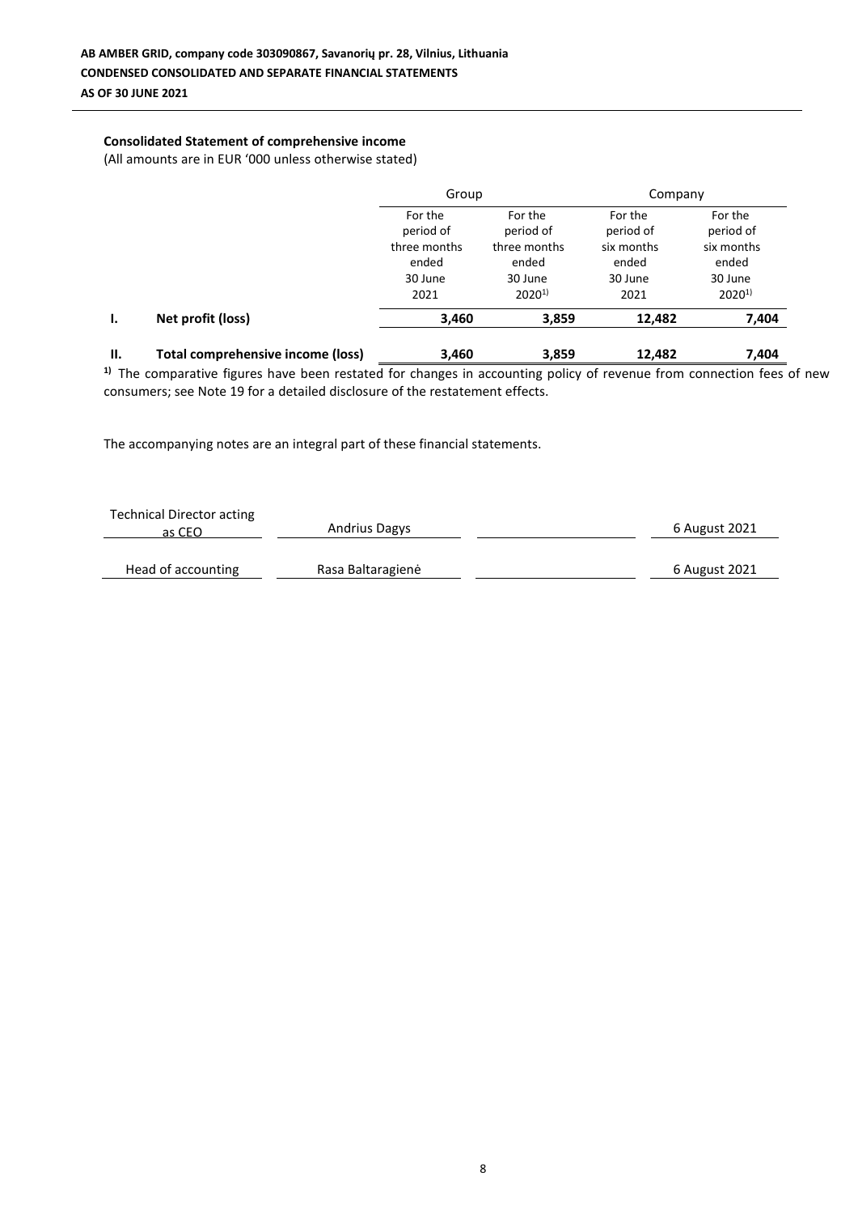AB AMBER GRID, company code 303090867, Savanorių pr. 28, Vilnius, Lithuania
**CONDENSED CONSOLIDATED AND SEPARATE FINANCIAL STATEMENTS**
**AS OF 30 JUNE 2021**

### Consolidated Statement of comprehensive income

(All amounts are in EUR '000 unless otherwise stated)

| | | Group | | Company | |
|---|---|---|---|---|---|
| | | For the period of three months ended 30 June 2021 | For the period of three months ended 30 June 2020[1)] | For the period of six months ended 30 June 2021 | For the period of six months ended 30 June 2020[1)] |
| **I.** | **Net profit (loss)** | **3,460** | **3,859** | **12,482** | **7,404** |
| **II.** | **Total comprehensive income (loss)** | **3,460** | **3,859** | **12,482** | **7,404** |

[1)] The comparative figures have been restated for changes in accounting policy of revenue from connection fees of new consumers; see Note 19 for a detailed disclosure of the restatement effects.

The accompanying notes are an integral part of these financial statements.

| | | | |
|---|---|---|---|
| Technical Director acting as CEO | Andrius Dagys | | 6 August 2021 |
| Head of accounting | Rasa Baltaragienė | | 6 August 2021 |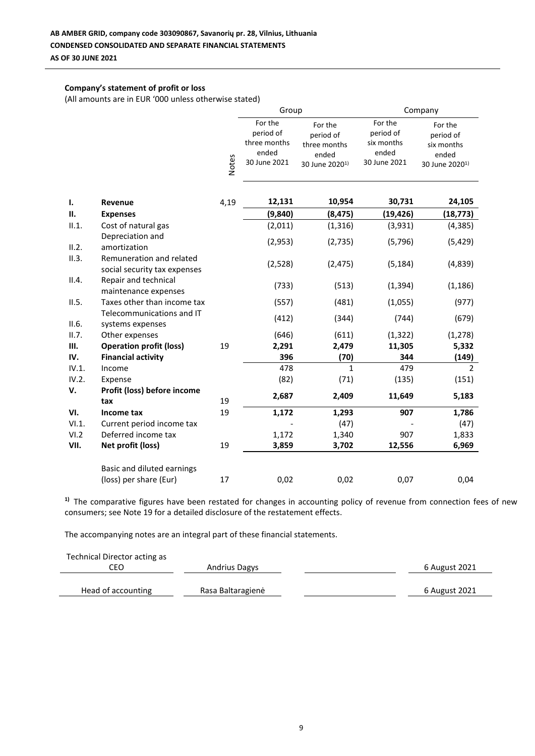**AB AMBER GRID, company code 303090867, Savanorių pr. 28, Vilnius, Lithuania**
**CONDENSED CONSOLIDATED AND SEPARATE FINANCIAL STATEMENTS**
**AS OF 30 JUNE 2021**

**Company's statement of profit or loss**

(All amounts are in EUR '000 unless otherwise stated)

| | | Notes | Group | | Company | |
|---|---|---|---|---|---|---|
| | | | For the period of three months ended 30 June 2021 | For the period of three months ended 30 June 2020[1)] | For the period of six months ended 30 June 2021 | For the period of six months ended 30 June 2020[1)] |
| **I.** | **Revenue** | 4,19 | **12,131** | **10,954** | **30,731** | **24,105** |
| **II.** | **Expenses** | | **(9,840)** | **(8,475)** | **(19,426)** | **(18,773)** |
| II.1. | Cost of natural gas | | (2,011) | (1,316) | (3,931) | (4,385) |
| II.2. | Depreciation and amortization | | (2,953) | (2,735) | (5,796) | (5,429) |
| II.3. | Remuneration and related social security tax expenses | | (2,528) | (2,475) | (5,184) | (4,839) |
| II.4. | Repair and technical maintenance expenses | | (733) | (513) | (1,394) | (1,186) |
| II.5. | Taxes other than income tax | | (557) | (481) | (1,055) | (977) |
| II.6. | Telecommunications and IT systems expenses | | (412) | (344) | (744) | (679) |
| II.7. | Other expenses | | (646) | (611) | (1,322) | (1,278) |
| **III.** | **Operation profit (loss)** | 19 | **2,291** | **2,479** | **11,305** | **5,332** |
| **IV.** | **Financial activity** | | **396** | **(70)** | **344** | **(149)** |
| IV.1. | Income | | 478 | 1 | 479 | 2 |
| IV.2. | Expense | | (82) | (71) | (135) | (151) |
| **V.** | **Profit (loss) before income tax** | 19 | **2,687** | **2,409** | **11,649** | **5,183** |
| **VI.** | **Income tax** | 19 | **1,172** | **1,293** | **907** | **1,786** |
| VI.1. | Current period income tax | | - | (47) | - | (47) |
| VI.2 | Deferred income tax | | 1,172 | 1,340 | 907 | 1,833 |
| **VII.** | **Net profit (loss)** | 19 | **3,859** | **3,702** | **12,556** | **6,969** |
| | Basic and diluted earnings (loss) per share (Eur) | 17 | 0,02 | 0,02 | 0,07 | 0,04 |

**1)** The comparative figures have been restated for changes in accounting policy of revenue from connection fees of new consumers; see Note 19 for a detailed disclosure of the restatement effects.

The accompanying notes are an integral part of these financial statements.

| Technical Director acting as CEO | Andrius Dagys | | 6 August 2021 |
|---|---|---|---|
| Head of accounting | Rasa Baltaragienė | | 6 August 2021 |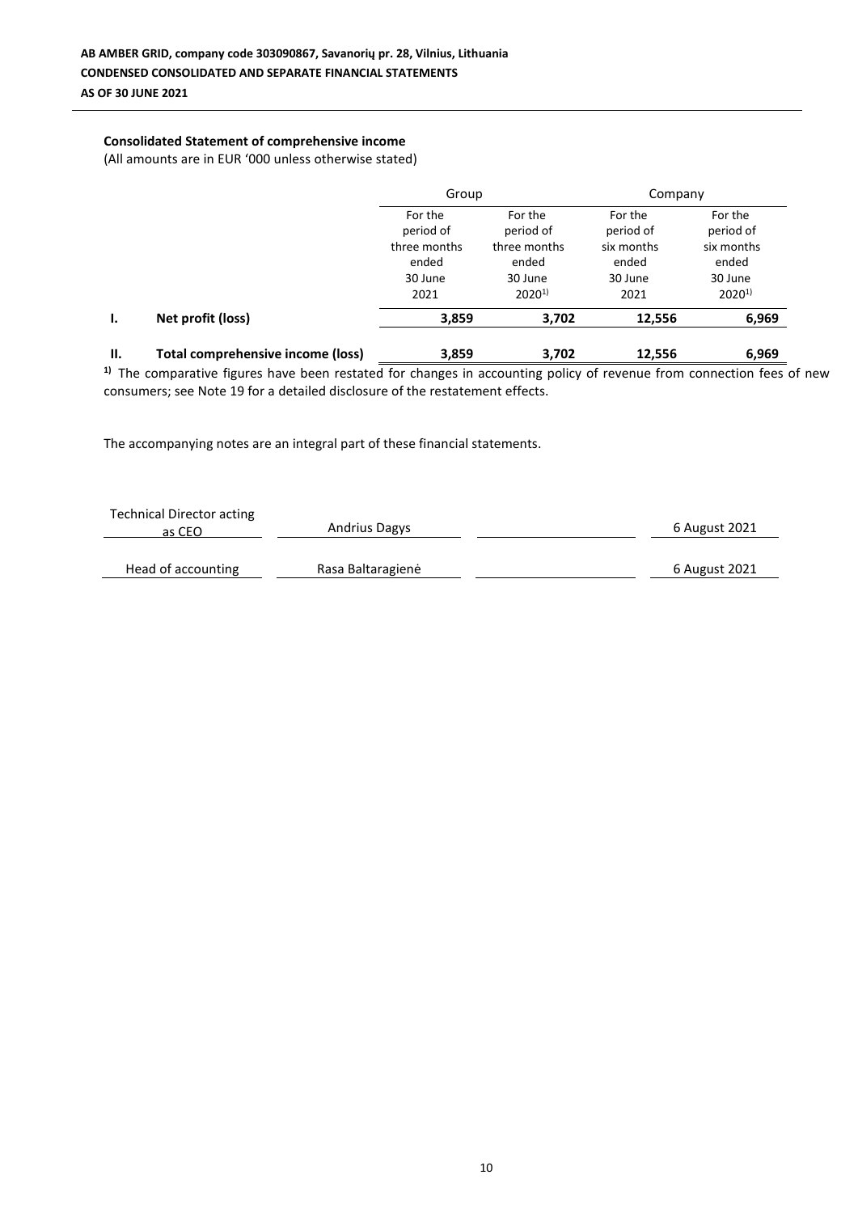**AB AMBER GRID, company code 303090867, Savanorių pr. 28, Vilnius, Lithuania**
**CONDENSED CONSOLIDATED AND SEPARATE FINANCIAL STATEMENTS**
**AS OF 30 JUNE 2021**

**Consolidated Statement of comprehensive income**

(All amounts are in EUR '000 unless otherwise stated)

| | | Group | | Company | |
|---|---|---|---|---|---|
| | | For the period of three months ended 30 June 2021 | For the period of three months ended 30 June 2020[1)] | For the period of six months ended 30 June 2021 | For the period of six months ended 30 June 2020[1)] |
| **I.** | **Net profit (loss)** | **3,859** | **3,702** | **12,556** | **6,969** |
| **II.** | **Total comprehensive income (loss)** | **3,859** | **3,702** | **12,556** | **6,969** |

[1)] The comparative figures have been restated for changes in accounting policy of revenue from connection fees of new consumers; see Note 19 for a detailed disclosure of the restatement effects.

The accompanying notes are an integral part of these financial statements.

| | | | |
|---|---|---|---|
| Technical Director acting as CEO | Andrius Dagys | | 6 August 2021 |
| Head of accounting | Rasa Baltaragienė | | 6 August 2021 |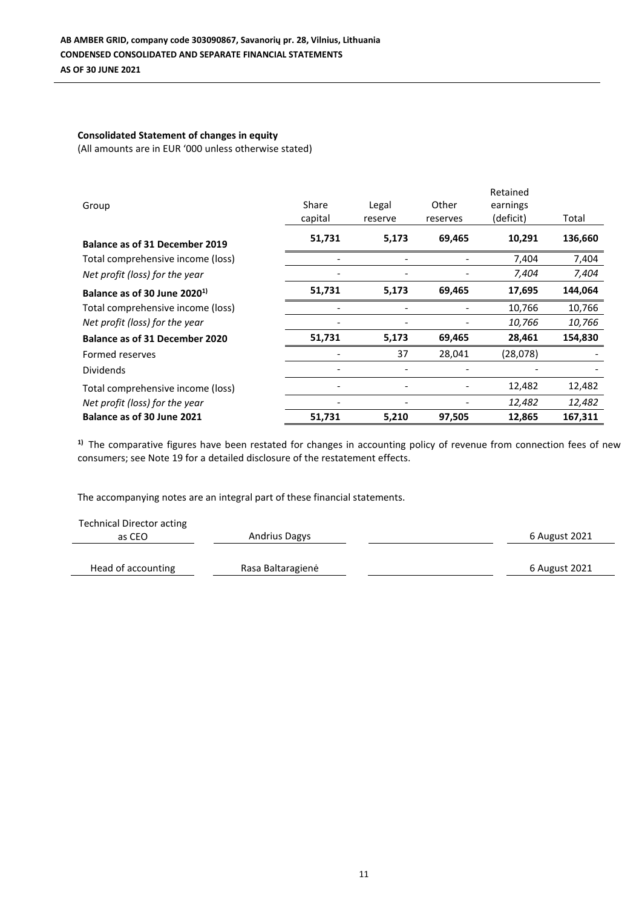**Consolidated Statement of changes in equity**

(All amounts are in EUR '000 unless otherwise stated)

| Group | Share capital | Legal reserve | Other reserves | Retained earnings (deficit) | Total |
|---|---|---|---|---|---|
| **Balance as of 31 December 2019** | **51,731** | **5,173** | **69,465** | **10,291** | **136,660** |
| Total comprehensive income (loss) | - | - | - | 7,404 | 7,404 |
| *Net profit (loss) for the year* | - | - | - | *7,404* | *7,404* |
| **Balance as of 30 June 2020[1)]** | **51,731** | **5,173** | **69,465** | **17,695** | **144,064** |
| Total comprehensive income (loss) | - | - | - | 10,766 | 10,766 |
| *Net profit (loss) for the year* | - | - | - | *10,766* | *10,766* |
| **Balance as of 31 December 2020** | **51,731** | **5,173** | **69,465** | **28,461** | **154,830** |
| Formed reserves | - | 37 | 28,041 | (28,078) | - |
| Dividends | - | - | - | - | - |
| Total comprehensive income (loss) | - | - | - | 12,482 | 12,482 |
| *Net profit (loss) for the year* | - | - | - | *12,482* | *12,482* |
| **Balance as of 30 June 2021** | **51,731** | **5,210** | **97,505** | **12,865** | **167,311** |

[1)] The comparative figures have been restated for changes in accounting policy of revenue from connection fees of new consumers; see Note 19 for a detailed disclosure of the restatement effects.

The accompanying notes are an integral part of these financial statements.

| Technical Director acting as CEO | Andrius Dagys | | 6 August 2021 |
|---|---|---|---|
| Head of accounting | Rasa Baltaragienė | | 6 August 2021 |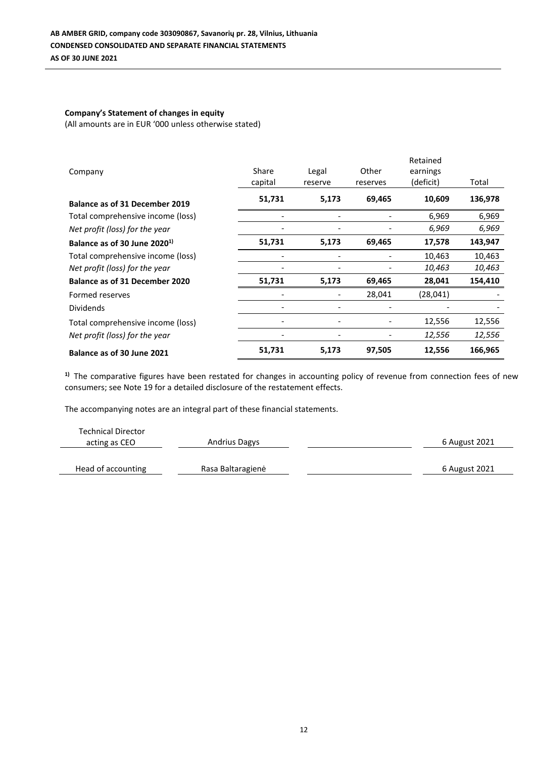**AB AMBER GRID, company code 303090867, Savanorių pr. 28, Vilnius, Lithuania**
**CONDENSED CONSOLIDATED AND SEPARATE FINANCIAL STATEMENTS**
**AS OF 30 JUNE 2021**

**Company's Statement of changes in equity**
(All amounts are in EUR '000 unless otherwise stated)

| Company | Share capital | Legal reserve | Other reserves | Retained earnings (deficit) | Total |
|---|---|---|---|---|---|
| **Balance as of 31 December 2019** | **51,731** | **5,173** | **69,465** | **10,609** | **136,978** |
| Total comprehensive income (loss) | - | - | - | 6,969 | 6,969 |
| *Net profit (loss) for the year* | - | - | - | *6,969* | *6,969* |
| **Balance as of 30 June 2020[1)]** | **51,731** | **5,173** | **69,465** | **17,578** | **143,947** |
| Total comprehensive income (loss) | - | - | - | 10,463 | 10,463 |
| *Net profit (loss) for the year* | - | - | - | *10,463* | *10,463* |
| **Balance as of 31 December 2020** | **51,731** | **5,173** | **69,465** | **28,041** | **154,410** |
| Formed reserves | - | - | 28,041 | (28,041) | - |
| Dividends | - | - | - | - | - |
| Total comprehensive income (loss) | - | - | - | 12,556 | 12,556 |
| *Net profit (loss) for the year* | - | - | - | *12,556* | *12,556* |
| **Balance as of 30 June 2021** | **51,731** | **5,173** | **97,505** | **12,556** | **166,965** |

**1)** The comparative figures have been restated for changes in accounting policy of revenue from connection fees of new consumers; see Note 19 for a detailed disclosure of the restatement effects.

The accompanying notes are an integral part of these financial statements.

| | | | |
|---|---|---|---|
| Technical Director acting as CEO | Andrius Dagys | | 6 August 2021 |
| Head of accounting | Rasa Baltaragienė | | 6 August 2021 |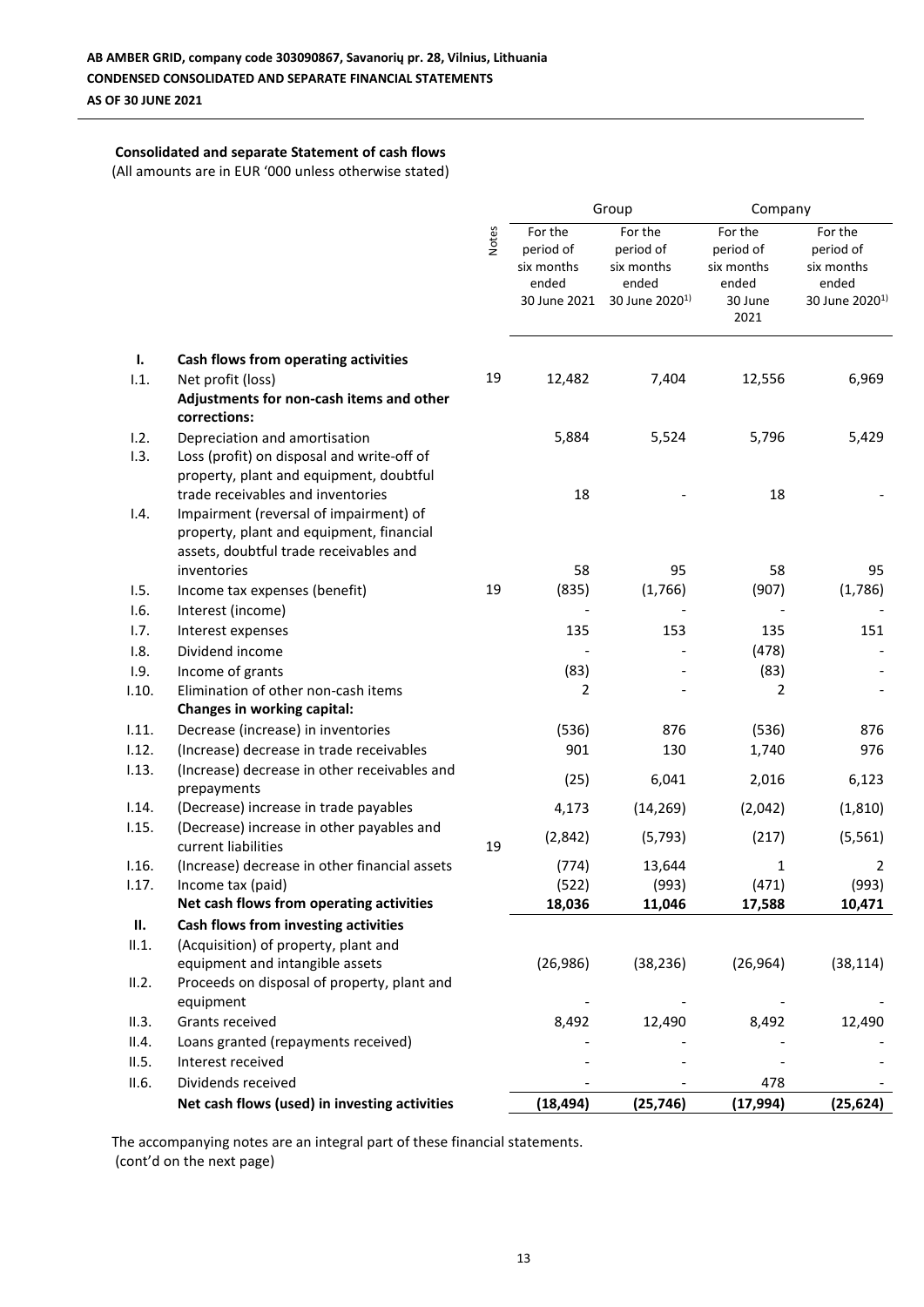**AB AMBER GRID, company code 303090867, Savanorių pr. 28, Vilnius, Lithuania**
**CONDENSED CONSOLIDATED AND SEPARATE FINANCIAL STATEMENTS**
**AS OF 30 JUNE 2021**

**Consolidated and separate Statement of cash flows**
(All amounts are in EUR '000 unless otherwise stated)

| | | Notes | Group | | Company | |
|---|---|---|---|---|---|---|
| | | | For the period of six months ended 30 June 2021 | For the period of six months ended 30 June 2020[1)] | For the period of six months ended 30 June 2021 | For the period of six months ended 30 June 2020[1)] |
| **I.** | **Cash flows from operating activities** | | | | | |
| I.1. | Net profit (loss) | 19 | 12,482 | 7,404 | 12,556 | 6,969 |
| | **Adjustments for non-cash items and other corrections:** | | | | | |
| I.2. | Depreciation and amortisation | | 5,884 | 5,524 | 5,796 | 5,429 |
| I.3. | Loss (profit) on disposal and write-off of property, plant and equipment, doubtful trade receivables and inventories | | 18 | - | 18 | - |
| I.4. | Impairment (reversal of impairment) of property, plant and equipment, financial assets, doubtful trade receivables and inventories | | 58 | 95 | 58 | 95 |
| I.5. | Income tax expenses (benefit) | 19 | (835) | (1,766) | (907) | (1,786) |
| I.6. | Interest (income) | | - | - | - | - |
| I.7. | Interest expenses | | 135 | 153 | 135 | 151 |
| I.8. | Dividend income | | - | - | (478) | - |
| I.9. | Income of grants | | (83) | - | (83) | - |
| I.10. | Elimination of other non-cash items | | 2 | - | 2 | - |
| | **Changes in working capital:** | | | | | |
| I.11. | Decrease (increase) in inventories | | (536) | 876 | (536) | 876 |
| I.12. | (Increase) decrease in trade receivables | | 901 | 130 | 1,740 | 976 |
| I.13. | (Increase) decrease in other receivables and prepayments | | (25) | 6,041 | 2,016 | 6,123 |
| I.14. | (Decrease) increase in trade payables | | 4,173 | (14,269) | (2,042) | (1,810) |
| I.15. | (Decrease) increase in other payables and current liabilities | 19 | (2,842) | (5,793) | (217) | (5,561) |
| I.16. | (Increase) decrease in other financial assets | | (774) | 13,644 | 1 | 2 |
| I.17. | Income tax (paid) | | (522) | (993) | (471) | (993) |
| | **Net cash flows from operating activities** | | **18,036** | **11,046** | **17,588** | **10,471** |
| **II.** | **Cash flows from investing activities** | | | | | |
| II.1. | (Acquisition) of property, plant and equipment and intangible assets | | (26,986) | (38,236) | (26,964) | (38,114) |
| II.2. | Proceeds on disposal of property, plant and equipment | | - | - | - | - |
| II.3. | Grants received | | 8,492 | 12,490 | 8,492 | 12,490 |
| II.4. | Loans granted (repayments received) | | - | - | - | - |
| II.5. | Interest received | | - | - | - | - |
| II.6. | Dividends received | | - | - | 478 | - |
| | **Net cash flows (used) in investing activities** | | **(18,494)** | **(25,746)** | **(17,994)** | **(25,624)** |

The accompanying notes are an integral part of these financial statements.
(cont'd on the next page)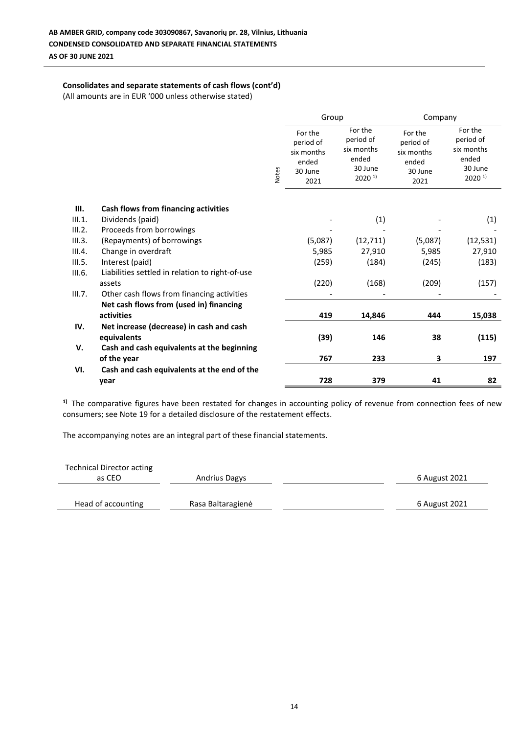**AB AMBER GRID, company code 303090867, Savanorių pr. 28, Vilnius, Lithuania**
**CONDENSED CONSOLIDATED AND SEPARATE FINANCIAL STATEMENTS**
**AS OF 30 JUNE 2021**

**Consolidates and separate statements of cash flows (cont'd)**
(All amounts are in EUR '000 unless otherwise stated)

| | | Notes | Group | | Company | |
|---|---|---|---|---|---|---|
| | | | For the period of six months ended 30 June 2021 | For the period of six months ended 30 June 2020 [1)] | For the period of six months ended 30 June 2021 | For the period of six months ended 30 June 2020 [1)] |
| **III.** | **Cash flows from financing activities** | | | | | |
| III.1. | Dividends (paid) | | - | (1) | - | (1) |
| III.2. | Proceeds from borrowings | | - | - | - | - |
| III.3. | (Repayments) of borrowings | | (5,087) | (12,711) | (5,087) | (12,531) |
| III.4. | Change in overdraft | | 5,985 | 27,910 | 5,985 | 27,910 |
| III.5. | Interest (paid) | | (259) | (184) | (245) | (183) |
| III.6. | Liabilities settled in relation to right-of-use assets | | (220) | (168) | (209) | (157) |
| III.7. | Other cash flows from financing activities | | - | - | - | - |
| | **Net cash flows from (used in) financing activities** | | **419** | **14,846** | **444** | **15,038** |
| **IV.** | **Net increase (decrease) in cash and cash equivalents** | | **(39)** | **146** | **38** | **(115)** |
| **V.** | **Cash and cash equivalents at the beginning of the year** | | **767** | **233** | **3** | **197** |
| **VI.** | **Cash and cash equivalents at the end of the year** | | **728** | **379** | **41** | **82** |

**1)** The comparative figures have been restated for changes in accounting policy of revenue from connection fees of new consumers; see Note 19 for a detailed disclosure of the restatement effects.

The accompanying notes are an integral part of these financial statements.

| | | | |
|---|---|---|---|
| Technical Director acting as CEO | Andrius Dagys | | 6 August 2021 |
| Head of accounting | Rasa Baltaragienė | | 6 August 2021 |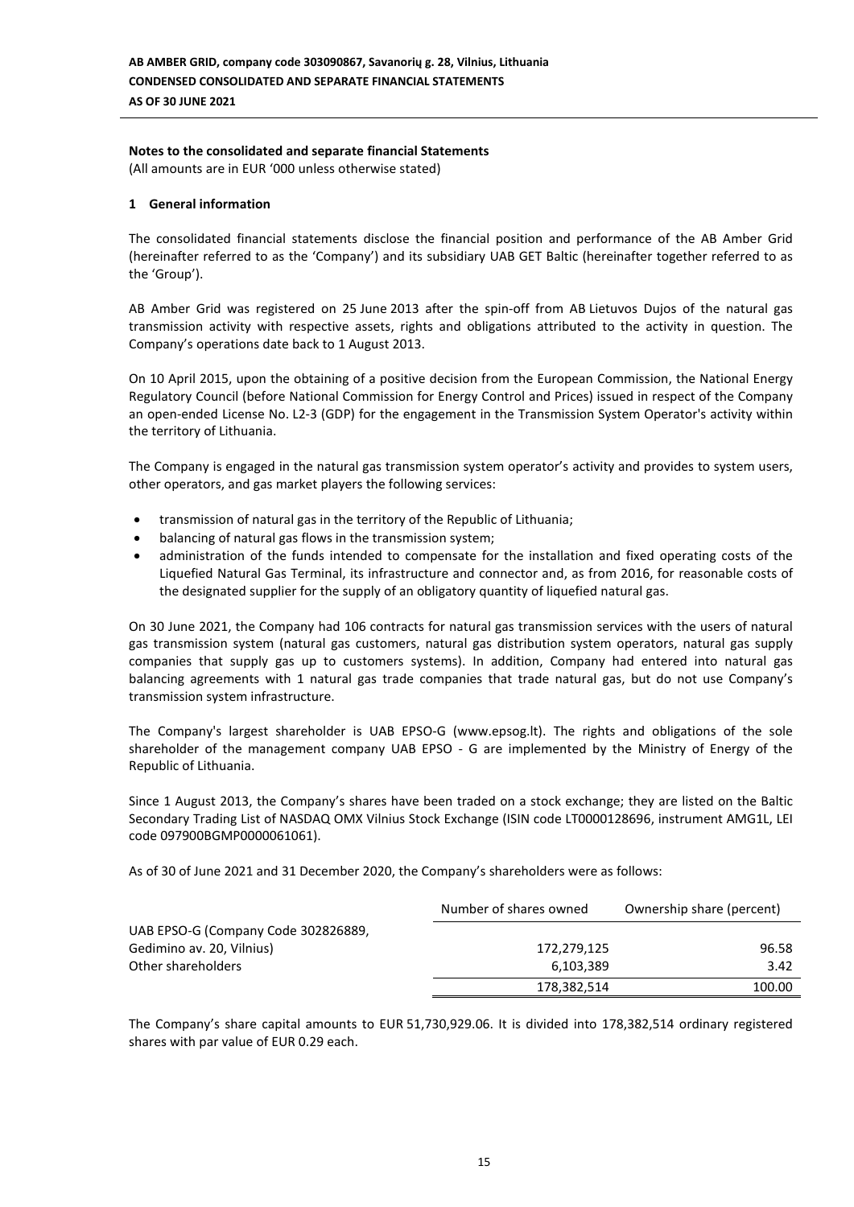## Notes to the consolidated and separate financial Statements

(All amounts are in EUR '000 unless otherwise stated)

### 1 General information

The consolidated financial statements disclose the financial position and performance of the AB Amber Grid (hereinafter referred to as the 'Company') and its subsidiary UAB GET Baltic (hereinafter together referred to as the 'Group').

AB Amber Grid was registered on 25 June 2013 after the spin-off from AB Lietuvos Dujos of the natural gas transmission activity with respective assets, rights and obligations attributed to the activity in question. The Company's operations date back to 1 August 2013.

On 10 April 2015, upon the obtaining of a positive decision from the European Commission, the National Energy Regulatory Council (before National Commission for Energy Control and Prices) issued in respect of the Company an open-ended License No. L2-3 (GDP) for the engagement in the Transmission System Operator's activity within the territory of Lithuania.

The Company is engaged in the natural gas transmission system operator's activity and provides to system users, other operators, and gas market players the following services:

- transmission of natural gas in the territory of the Republic of Lithuania;
- balancing of natural gas flows in the transmission system;
- administration of the funds intended to compensate for the installation and fixed operating costs of the Liquefied Natural Gas Terminal, its infrastructure and connector and, as from 2016, for reasonable costs of the designated supplier for the supply of an obligatory quantity of liquefied natural gas.

On 30 June 2021, the Company had 106 contracts for natural gas transmission services with the users of natural gas transmission system (natural gas customers, natural gas distribution system operators, natural gas supply companies that supply gas up to customers systems). In addition, Company had entered into natural gas balancing agreements with 1 natural gas trade companies that trade natural gas, but do not use Company's transmission system infrastructure.

The Company's largest shareholder is UAB EPSO-G (www.epsog.lt). The rights and obligations of the sole shareholder of the management company UAB EPSO - G are implemented by the Ministry of Energy of the Republic of Lithuania.

Since 1 August 2013, the Company's shares have been traded on a stock exchange; they are listed on the Baltic Secondary Trading List of NASDAQ OMX Vilnius Stock Exchange (ISIN code LT0000128696, instrument AMG1L, LEI code 097900BGMP0000061061).

As of 30 of June 2021 and 31 December 2020, the Company's shareholders were as follows:

| | Number of shares owned | Ownership share (percent) |
|---|---|---|
| UAB EPSO-G (Company Code 302826889, Gedimino av. 20, Vilnius) | 172,279,125 | 96.58 |
| Other shareholders | 6,103,389 | 3.42 |
| | 178,382,514 | 100.00 |

The Company's share capital amounts to EUR 51,730,929.06. It is divided into 178,382,514 ordinary registered shares with par value of EUR 0.29 each.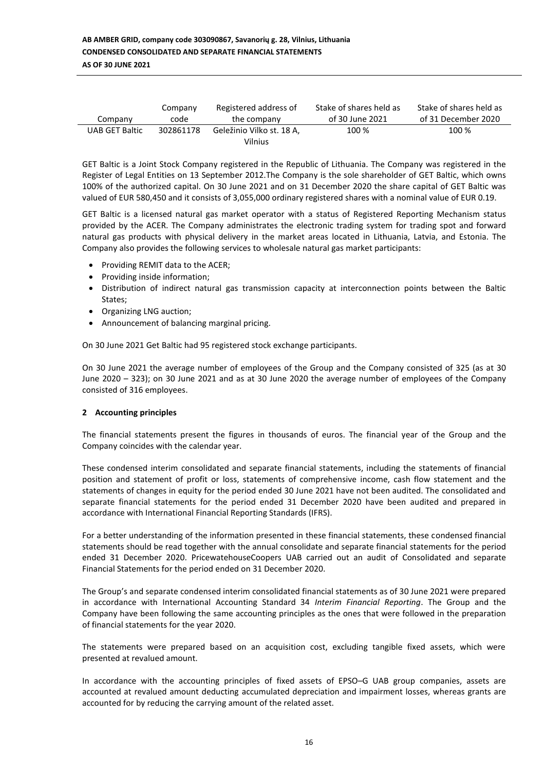| Company | Company code | Registered address of the company | Stake of shares held as of 30 June 2021 | Stake of shares held as of 31 December 2020 |
|---|---|---|---|---|
| UAB GET Baltic | 302861178 | Geležinio Vilko st. 18 A, Vilnius | 100 % | 100 % |

GET Baltic is a Joint Stock Company registered in the Republic of Lithuania. The Company was registered in the Register of Legal Entities on 13 September 2012.The Company is the sole shareholder of GET Baltic, which owns 100% of the authorized capital. On 30 June 2021 and on 31 December 2020 the share capital of GET Baltic was valued of EUR 580,450 and it consists of 3,055,000 ordinary registered shares with a nominal value of EUR 0.19.

GET Baltic is a licensed natural gas market operator with a status of Registered Reporting Mechanism status provided by the ACER. The Company administrates the electronic trading system for trading spot and forward natural gas products with physical delivery in the market areas located in Lithuania, Latvia, and Estonia. The Company also provides the following services to wholesale natural gas market participants:

- Providing REMIT data to the ACER;
- Providing inside information;
- Distribution of indirect natural gas transmission capacity at interconnection points between the Baltic States;
- Organizing LNG auction;
- Announcement of balancing marginal pricing.

On 30 June 2021 Get Baltic had 95 registered stock exchange participants.

On 30 June 2021 the average number of employees of the Group and the Company consisted of 325 (as at 30 June 2020 – 323); on 30 June 2021 and as at 30 June 2020 the average number of employees of the Company consisted of 316 employees.

## 2 Accounting principles

The financial statements present the figures in thousands of euros. The financial year of the Group and the Company coincides with the calendar year.

These condensed interim consolidated and separate financial statements, including the statements of financial position and statement of profit or loss, statements of comprehensive income, cash flow statement and the statements of changes in equity for the period ended 30 June 2021 have not been audited. The consolidated and separate financial statements for the period ended 31 December 2020 have been audited and prepared in accordance with International Financial Reporting Standards (IFRS).

For a better understanding of the information presented in these financial statements, these condensed financial statements should be read together with the annual consolidate and separate financial statements for the period ended 31 December 2020. PricewatehouseCoopers UAB carried out an audit of Consolidated and separate Financial Statements for the period ended on 31 December 2020.

The Group's and separate condensed interim consolidated financial statements as of 30 June 2021 were prepared in accordance with International Accounting Standard 34 *Interim Financial Reporting*. The Group and the Company have been following the same accounting principles as the ones that were followed in the preparation of financial statements for the year 2020.

The statements were prepared based on an acquisition cost, excluding tangible fixed assets, which were presented at revalued amount.

In accordance with the accounting principles of fixed assets of EPSO–G UAB group companies, assets are accounted at revalued amount deducting accumulated depreciation and impairment losses, whereas grants are accounted for by reducing the carrying amount of the related asset.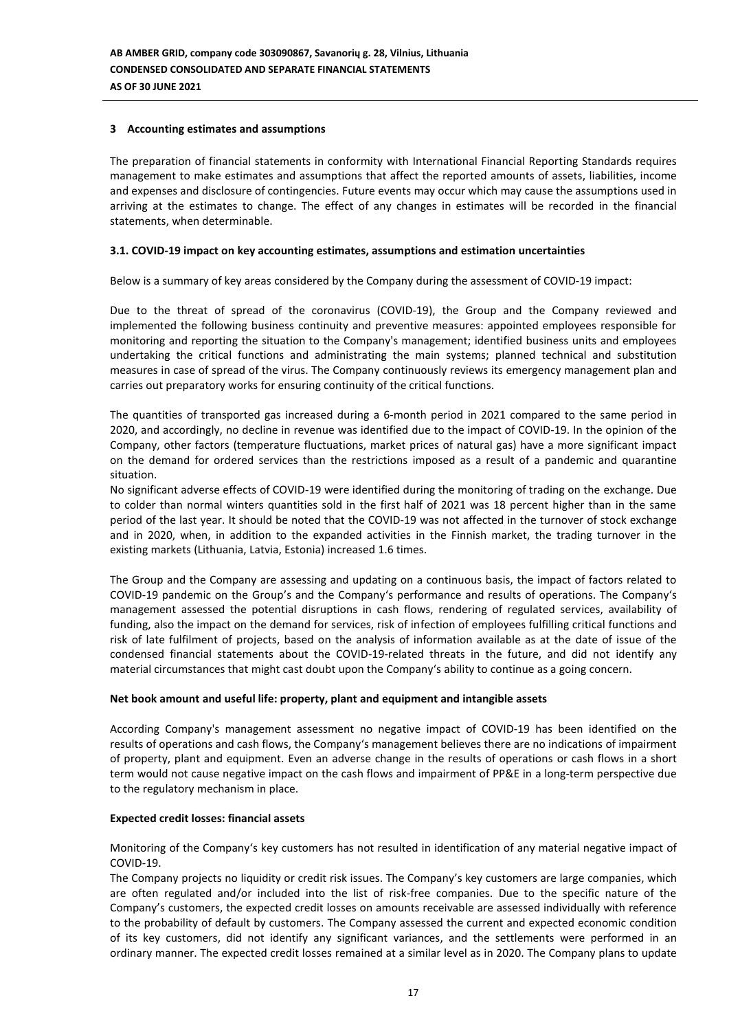## 3 Accounting estimates and assumptions

The preparation of financial statements in conformity with International Financial Reporting Standards requires management to make estimates and assumptions that affect the reported amounts of assets, liabilities, income and expenses and disclosure of contingencies. Future events may occur which may cause the assumptions used in arriving at the estimates to change. The effect of any changes in estimates will be recorded in the financial statements, when determinable.

### 3.1. COVID-19 impact on key accounting estimates, assumptions and estimation uncertainties

Below is a summary of key areas considered by the Company during the assessment of COVID-19 impact:

Due to the threat of spread of the coronavirus (COVID-19), the Group and the Company reviewed and implemented the following business continuity and preventive measures: appointed employees responsible for monitoring and reporting the situation to the Company's management; identified business units and employees undertaking the critical functions and administrating the main systems; planned technical and substitution measures in case of spread of the virus. The Company continuously reviews its emergency management plan and carries out preparatory works for ensuring continuity of the critical functions.

The quantities of transported gas increased during a 6-month period in 2021 compared to the same period in 2020, and accordingly, no decline in revenue was identified due to the impact of COVID-19. In the opinion of the Company, other factors (temperature fluctuations, market prices of natural gas) have a more significant impact on the demand for ordered services than the restrictions imposed as a result of a pandemic and quarantine situation.
No significant adverse effects of COVID-19 were identified during the monitoring of trading on the exchange. Due to colder than normal winters quantities sold in the first half of 2021 was 18 percent higher than in the same period of the last year. It should be noted that the COVID-19 was not affected in the turnover of stock exchange and in 2020, when, in addition to the expanded activities in the Finnish market, the trading turnover in the existing markets (Lithuania, Latvia, Estonia) increased 1.6 times.

The Group and the Company are assessing and updating on a continuous basis, the impact of factors related to COVID-19 pandemic on the Group's and the Company's performance and results of operations. The Company's management assessed the potential disruptions in cash flows, rendering of regulated services, availability of funding, also the impact on the demand for services, risk of infection of employees fulfilling critical functions and risk of late fulfilment of projects, based on the analysis of information available as at the date of issue of the condensed financial statements about the COVID-19-related threats in the future, and did not identify any material circumstances that might cast doubt upon the Company's ability to continue as a going concern.

**Net book amount and useful life: property, plant and equipment and intangible assets**

According Company's management assessment no negative impact of COVID-19 has been identified on the results of operations and cash flows, the Company's management believes there are no indications of impairment of property, plant and equipment. Even an adverse change in the results of operations or cash flows in a short term would not cause negative impact on the cash flows and impairment of PP&E in a long-term perspective due to the regulatory mechanism in place.

**Expected credit losses: financial assets**

Monitoring of the Company's key customers has not resulted in identification of any material negative impact of COVID-19.
The Company projects no liquidity or credit risk issues. The Company's key customers are large companies, which are often regulated and/or included into the list of risk-free companies. Due to the specific nature of the Company's customers, the expected credit losses on amounts receivable are assessed individually with reference to the probability of default by customers. The Company assessed the current and expected economic condition of its key customers, did not identify any significant variances, and the settlements were performed in an ordinary manner. The expected credit losses remained at a similar level as in 2020. The Company plans to update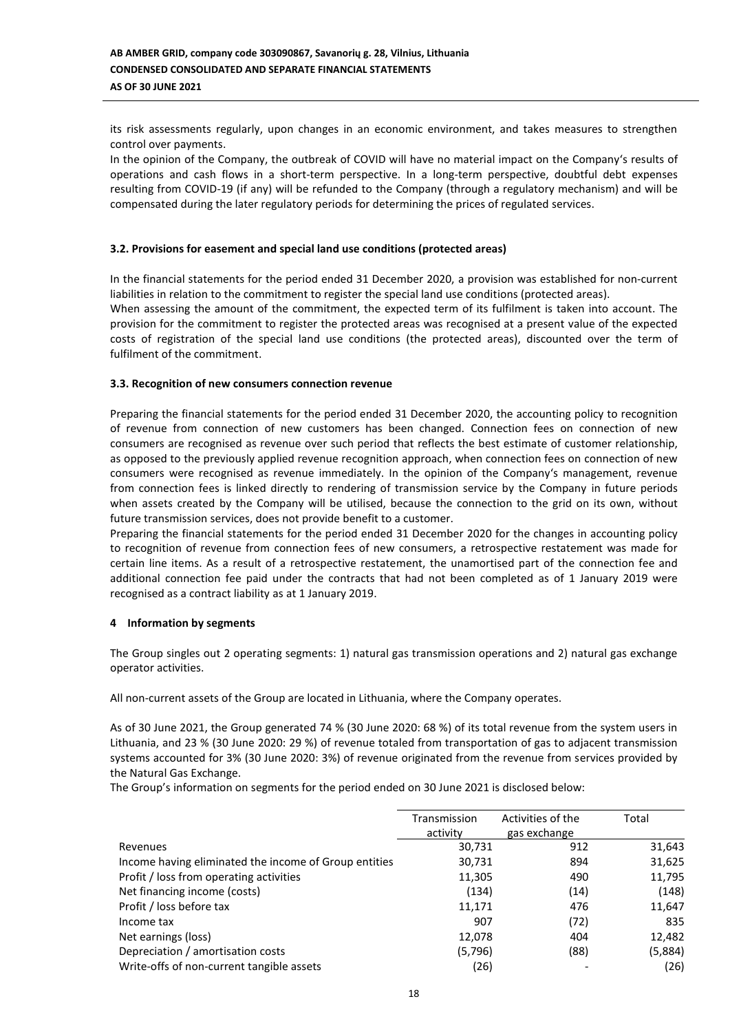its risk assessments regularly, upon changes in an economic environment, and takes measures to strengthen control over payments.

In the opinion of the Company, the outbreak of COVID will have no material impact on the Company's results of operations and cash flows in a short-term perspective. In a long-term perspective, doubtful debt expenses resulting from COVID-19 (if any) will be refunded to the Company (through a regulatory mechanism) and will be compensated during the later regulatory periods for determining the prices of regulated services.

### 3.2. Provisions for easement and special land use conditions (protected areas)

In the financial statements for the period ended 31 December 2020, a provision was established for non-current liabilities in relation to the commitment to register the special land use conditions (protected areas).

When assessing the amount of the commitment, the expected term of its fulfilment is taken into account. The provision for the commitment to register the protected areas was recognised at a present value of the expected costs of registration of the special land use conditions (the protected areas), discounted over the term of fulfilment of the commitment.

### 3.3. Recognition of new consumers connection revenue

Preparing the financial statements for the period ended 31 December 2020, the accounting policy to recognition of revenue from connection of new customers has been changed. Connection fees on connection of new consumers are recognised as revenue over such period that reflects the best estimate of customer relationship, as opposed to the previously applied revenue recognition approach, when connection fees on connection of new consumers were recognised as revenue immediately. In the opinion of the Company's management, revenue from connection fees is linked directly to rendering of transmission service by the Company in future periods when assets created by the Company will be utilised, because the connection to the grid on its own, without future transmission services, does not provide benefit to a customer.

Preparing the financial statements for the period ended 31 December 2020 for the changes in accounting policy to recognition of revenue from connection fees of new consumers, a retrospective restatement was made for certain line items. As a result of a retrospective restatement, the unamortised part of the connection fee and additional connection fee paid under the contracts that had not been completed as of 1 January 2019 were recognised as a contract liability as at 1 January 2019.

## 4 Information by segments

The Group singles out 2 operating segments: 1) natural gas transmission operations and 2) natural gas exchange operator activities.

All non-current assets of the Group are located in Lithuania, where the Company operates.

As of 30 June 2021, the Group generated 74 % (30 June 2020: 68 %) of its total revenue from the system users in Lithuania, and 23 % (30 June 2020: 29 %) of revenue totaled from transportation of gas to adjacent transmission systems accounted for 3% (30 June 2020: 3%) of revenue originated from the revenue from services provided by the Natural Gas Exchange.

The Group's information on segments for the period ended on 30 June 2021 is disclosed below:

| | Transmission activity | Activities of the gas exchange | Total |
|---|---|---|---|
| Revenues | 30,731 | 912 | 31,643 |
| Income having eliminated the income of Group entities | 30,731 | 894 | 31,625 |
| Profit / loss from operating activities | 11,305 | 490 | 11,795 |
| Net financing income (costs) | (134) | (14) | (148) |
| Profit / loss before tax | 11,171 | 476 | 11,647 |
| Income tax | 907 | (72) | 835 |
| Net earnings (loss) | 12,078 | 404 | 12,482 |
| Depreciation / amortisation costs | (5,796) | (88) | (5,884) |
| Write-offs of non-current tangible assets | (26) | - | (26) |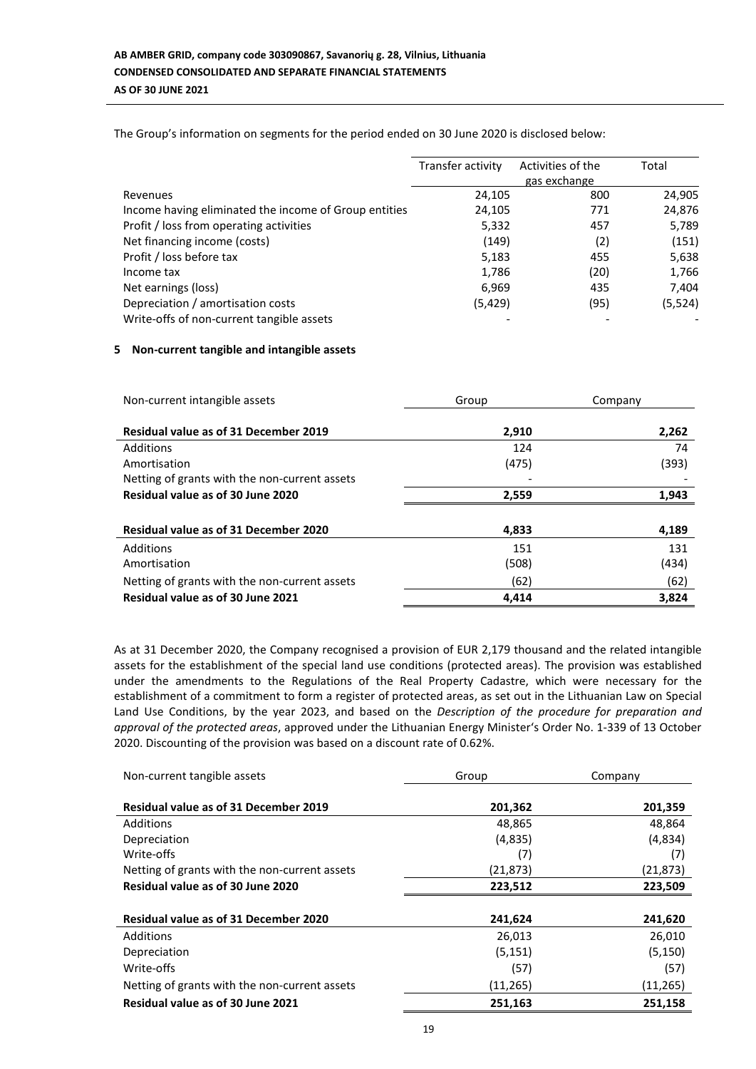The Group's information on segments for the period ended on 30 June 2020 is disclosed below:

| | Transfer activity | Activities of the gas exchange | Total |
|---|---|---|---|
| Revenues | 24,105 | 800 | 24,905 |
| Income having eliminated the income of Group entities | 24,105 | 771 | 24,876 |
| Profit / loss from operating activities | 5,332 | 457 | 5,789 |
| Net financing income (costs) | (149) | (2) | (151) |
| Profit / loss before tax | 5,183 | 455 | 5,638 |
| Income tax | 1,786 | (20) | 1,766 |
| Net earnings (loss) | 6,969 | 435 | 7,404 |
| Depreciation / amortisation costs | (5,429) | (95) | (5,524) |
| Write-offs of non-current tangible assets | - | - | - |

## 5 Non-current tangible and intangible assets

| Non-current intangible assets | Group | Company |
|---|---|---|
| **Residual value as of 31 December 2019** | **2,910** | **2,262** |
| Additions | 124 | 74 |
| Amortisation | (475) | (393) |
| Netting of grants with the non-current assets | - | - |
| **Residual value as of 30 June 2020** | **2,559** | **1,943** |
| | | |
| **Residual value as of 31 December 2020** | **4,833** | **4,189** |
| Additions | 151 | 131 |
| Amortisation | (508) | (434) |
| Netting of grants with the non-current assets | (62) | (62) |
| **Residual value as of 30 June 2021** | **4,414** | **3,824** |

As at 31 December 2020, the Company recognised a provision of EUR 2,179 thousand and the related intangible assets for the establishment of the special land use conditions (protected areas). The provision was established under the amendments to the Regulations of the Real Property Cadastre, which were necessary for the establishment of a commitment to form a register of protected areas, as set out in the Lithuanian Law on Special Land Use Conditions, by the year 2023, and based on the *Description of the procedure for preparation and approval of the protected areas*, approved under the Lithuanian Energy Minister's Order No. 1-339 of 13 October 2020. Discounting of the provision was based on a discount rate of 0.62%.

| Non-current tangible assets | Group | Company |
|---|---|---|
| **Residual value as of 31 December 2019** | **201,362** | **201,359** |
| Additions | 48,865 | 48,864 |
| Depreciation | (4,835) | (4,834) |
| Write-offs | (7) | (7) |
| Netting of grants with the non-current assets | (21,873) | (21,873) |
| **Residual value as of 30 June 2020** | **223,512** | **223,509** |
| | | |
| **Residual value as of 31 December 2020** | **241,624** | **241,620** |
| Additions | 26,013 | 26,010 |
| Depreciation | (5,151) | (5,150) |
| Write-offs | (57) | (57) |
| Netting of grants with the non-current assets | (11,265) | (11,265) |
| **Residual value as of 30 June 2021** | **251,163** | **251,158** |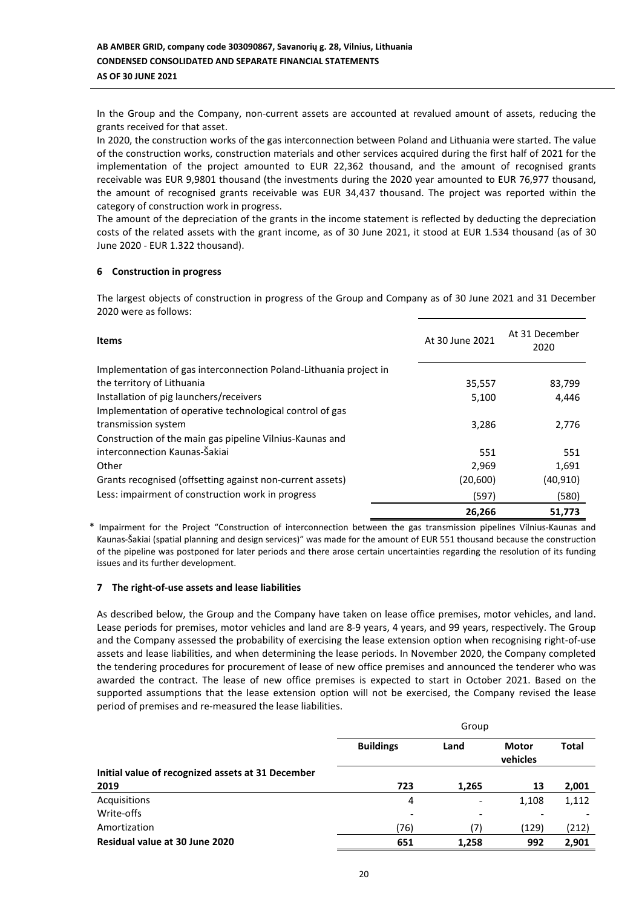In the Group and the Company, non-current assets are accounted at revalued amount of assets, reducing the grants received for that asset.

In 2020, the construction works of the gas interconnection between Poland and Lithuania were started. The value of the construction works, construction materials and other services acquired during the first half of 2021 for the implementation of the project amounted to EUR 22,362 thousand, and the amount of recognised grants receivable was EUR 9,9801 thousand (the investments during the 2020 year amounted to EUR 76,977 thousand, the amount of recognised grants receivable was EUR 34,437 thousand. The project was reported within the category of construction work in progress.

The amount of the depreciation of the grants in the income statement is reflected by deducting the depreciation costs of the related assets with the grant income, as of 30 June 2021, it stood at EUR 1.534 thousand (as of 30 June 2020 - EUR 1.322 thousand).

## 6 Construction in progress

The largest objects of construction in progress of the Group and Company as of 30 June 2021 and 31 December 2020 were as follows:

| Items | At 30 June 2021 | At 31 December 2020 |
|---|---|---|
| Implementation of gas interconnection Poland-Lithuania project in the territory of Lithuania | 35,557 | 83,799 |
| Installation of pig launchers/receivers | 5,100 | 4,446 |
| Implementation of operative technological control of gas transmission system | 3,286 | 2,776 |
| Construction of the main gas pipeline Vilnius-Kaunas and interconnection Kaunas-Šakiai | 551 | 551 |
| Other | 2,969 | 1,691 |
| Grants recognised (offsetting against non-current assets) | (20,600) | (40,910) |
| Less: impairment of construction work in progress | (597) | (580) |
| | **26,266** | **51,773** |

* Impairment for the Project "Construction of interconnection between the gas transmission pipelines Vilnius-Kaunas and Kaunas-Šakiai (spatial planning and design services)" was made for the amount of EUR 551 thousand because the construction of the pipeline was postponed for later periods and there arose certain uncertainties regarding the resolution of its funding issues and its further development.

## 7 The right-of-use assets and lease liabilities

As described below, the Group and the Company have taken on lease office premises, motor vehicles, and land. Lease periods for premises, motor vehicles and land are 8-9 years, 4 years, and 99 years, respectively. The Group and the Company assessed the probability of exercising the lease extension option when recognising right-of-use assets and lease liabilities, and when determining the lease periods. In November 2020, the Company completed the tendering procedures for procurement of lease of new office premises and announced the tenderer who was awarded the contract. The lease of new office premises is expected to start in October 2021. Based on the supported assumptions that the lease extension option will not be exercised, the Company revised the lease period of premises and re-measured the lease liabilities.

| | Group | | | |
|---|---|---|---|---|
| | **Buildings** | **Land** | **Motor vehicles** | **Total** |
| **Initial value of recognized assets at 31 December 2019** | **723** | **1,265** | **13** | **2,001** |
| Acquisitions | 4 | - | 1,108 | 1,112 |
| Write-offs | - | - | - | - |
| Amortization | (76) | (7) | (129) | (212) |
| **Residual value at 30 June 2020** | **651** | **1,258** | **992** | **2,901** |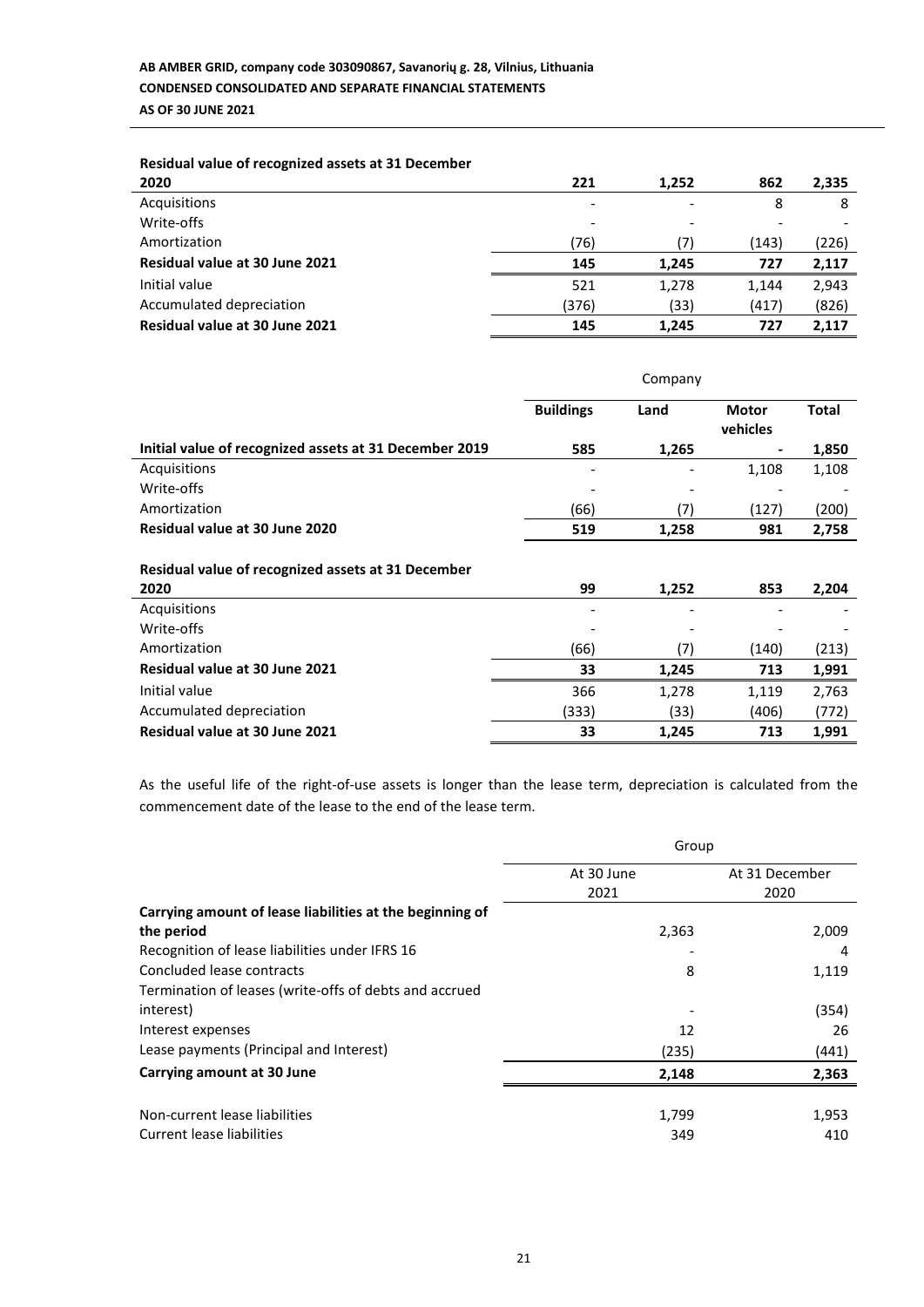| | | | | |
|---|---|---|---|---|
| **Residual value of recognized assets at 31 December 2020** | **221** | **1,252** | **862** | **2,335** |
| Acquisitions | - | - | 8 | 8 |
| Write-offs | - | - | - | - |
| Amortization | (76) | (7) | (143) | (226) |
| **Residual value at 30 June 2021** | **145** | **1,245** | **727** | **2,117** |
| Initial value | 521 | 1,278 | 1,144 | 2,943 |
| Accumulated depreciation | (376) | (33) | (417) | (826) |
| **Residual value at 30 June 2021** | **145** | **1,245** | **727** | **2,117** |

| | Company | | | |
|---|---|---|---|---|
| | **Buildings** | **Land** | **Motor vehicles** | **Total** |
| **Initial value of recognized assets at 31 December 2019** | **585** | **1,265** | **-** | **1,850** |
| Acquisitions | - | - | 1,108 | 1,108 |
| Write-offs | - | - | - | - |
| Amortization | (66) | (7) | (127) | (200) |
| **Residual value at 30 June 2020** | **519** | **1,258** | **981** | **2,758** |
| | | | | |
| **Residual value of recognized assets at 31 December 2020** | **99** | **1,252** | **853** | **2,204** |
| Acquisitions | - | - | - | - |
| Write-offs | - | - | - | - |
| Amortization | (66) | (7) | (140) | (213) |
| **Residual value at 30 June 2021** | **33** | **1,245** | **713** | **1,991** |
| Initial value | 366 | 1,278 | 1,119 | 2,763 |
| Accumulated depreciation | (333) | (33) | (406) | (772) |
| **Residual value at 30 June 2021** | **33** | **1,245** | **713** | **1,991** |

As the useful life of the right-of-use assets is longer than the lease term, depreciation is calculated from the commencement date of the lease to the end of the lease term.

| | Group | |
|---|---|---|
| | At 30 June 2021 | At 31 December 2020 |
| **Carrying amount of lease liabilities at the beginning of the period** | 2,363 | 2,009 |
| Recognition of lease liabilities under IFRS 16 | - | 4 |
| Concluded lease contracts | 8 | 1,119 |
| Termination of leases (write-offs of debts and accrued interest) | - | (354) |
| Interest expenses | 12 | 26 |
| Lease payments (Principal and Interest) | (235) | (441) |
| **Carrying amount at 30 June** | **2,148** | **2,363** |
| | | |
| Non-current lease liabilities | 1,799 | 1,953 |
| Current lease liabilities | 349 | 410 |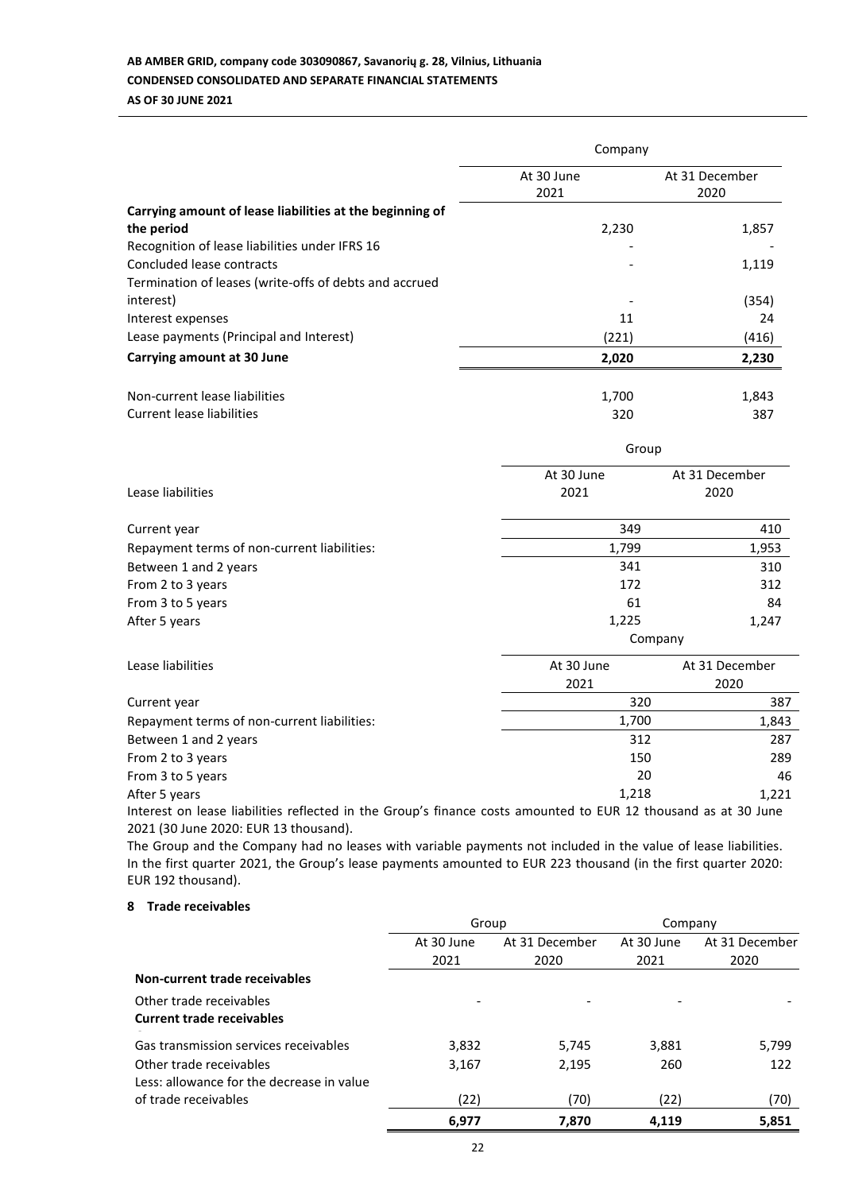| | Company | |
|---|---|---|
| | At 30 June 2021 | At 31 December 2020 |
| **Carrying amount of lease liabilities at the beginning of the period** | 2,230 | 1,857 |
| Recognition of lease liabilities under IFRS 16 | - | - |
| Concluded lease contracts | - | 1,119 |
| Termination of leases (write-offs of debts and accrued interest) | - | (354) |
| Interest expenses | 11 | 24 |
| Lease payments (Principal and Interest) | (221) | (416) |
| **Carrying amount at 30 June** | **2,020** | **2,230** |
| | | |
| Non-current lease liabilities | 1,700 | 1,843 |
| Current lease liabilities | 320 | 387 |

| | Group | |
|---|---|---|
| Lease liabilities | At 30 June 2021 | At 31 December 2020 |
| Current year | 349 | 410 |
| Repayment terms of non-current liabilities: | 1,799 | 1,953 |
| Between 1 and 2 years | 341 | 310 |
| From 2 to 3 years | 172 | 312 |
| From 3 to 5 years | 61 | 84 |
| After 5 years | 1,225 | 1,247 |

| | Company | |
|---|---|---|
| Lease liabilities | At 30 June 2021 | At 31 December 2020 |
| Current year | 320 | 387 |
| Repayment terms of non-current liabilities: | 1,700 | 1,843 |
| Between 1 and 2 years | 312 | 287 |
| From 2 to 3 years | 150 | 289 |
| From 3 to 5 years | 20 | 46 |
| After 5 years | 1,218 | 1,221 |

Interest on lease liabilities reflected in the Group's finance costs amounted to EUR 12 thousand as at 30 June 2021 (30 June 2020: EUR 13 thousand).

The Group and the Company had no leases with variable payments not included in the value of lease liabilities. In the first quarter 2021, the Group's lease payments amounted to EUR 223 thousand (in the first quarter 2020: EUR 192 thousand).

## 8 Trade receivables

| | Group | | Company | |
|---|---|---|---|---|
| | At 30 June 2021 | At 31 December 2020 | At 30 June 2021 | At 31 December 2020 |
| **Non-current trade receivables** | | | | |
| Other trade receivables | - | - | - | - |
| **Current trade receivables** | | | | |
| Gas transmission services receivables | 3,832 | 5,745 | 3,881 | 5,799 |
| Other trade receivables | 3,167 | 2,195 | 260 | 122 |
| Less: allowance for the decrease in value of trade receivables | (22) | (70) | (22) | (70) |
| | **6,977** | **7,870** | **4,119** | **5,851** |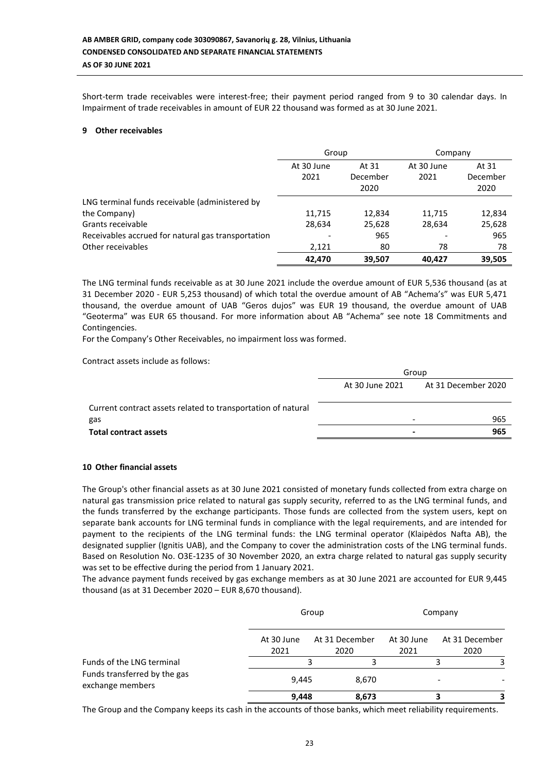Short-term trade receivables were interest-free; their payment period ranged from 9 to 30 calendar days. In Impairment of trade receivables in amount of EUR 22 thousand was formed as at 30 June 2021.

## 9 Other receivables

| | Group | | Company | |
|---|---|---|---|---|
| | At 30 June 2021 | At 31 December 2020 | At 30 June 2021 | At 31 December 2020 |
| LNG terminal funds receivable (administered by the Company) | 11,715 | 12,834 | 11,715 | 12,834 |
| Grants receivable | 28,634 | 25,628 | 28,634 | 25,628 |
| Receivables accrued for natural gas transportation | - | 965 | - | 965 |
| Other receivables | 2,121 | 80 | 78 | 78 |
| | **42,470** | **39,507** | **40,427** | **39,505** |

The LNG terminal funds receivable as at 30 June 2021 include the overdue amount of EUR 5,536 thousand (as at 31 December 2020 - EUR 5,253 thousand) of which total the overdue amount of AB "Achema's" was EUR 5,471 thousand, the overdue amount of UAB "Geros dujos" was EUR 19 thousand, the overdue amount of UAB "Geoterma" was EUR 65 thousand. For more information about AB "Achema" see note 18 Commitments and Contingencies.

For the Company's Other Receivables, no impairment loss was formed.

Contract assets include as follows:

| | Group | |
|---|---|---|
| | At 30 June 2021 | At 31 December 2020 |
| Current contract assets related to transportation of natural gas | - | 965 |
| **Total contract assets** | **-** | **965** |

## 10 Other financial assets

The Group's other financial assets as at 30 June 2021 consisted of monetary funds collected from extra charge on natural gas transmission price related to natural gas supply security, referred to as the LNG terminal funds, and the funds transferred by the exchange participants. Those funds are collected from the system users, kept on separate bank accounts for LNG terminal funds in compliance with the legal requirements, and are intended for payment to the recipients of the LNG terminal funds: the LNG terminal operator (Klaipėdos Nafta AB), the designated supplier (Ignitis UAB), and the Company to cover the administration costs of the LNG terminal funds. Based on Resolution No. O3E-1235 of 30 November 2020, an extra charge related to natural gas supply security was set to be effective during the period from 1 January 2021.

The advance payment funds received by gas exchange members as at 30 June 2021 are accounted for EUR 9,445 thousand (as at 31 December 2020 – EUR 8,670 thousand).

| | Group | | Company | |
|---|---|---|---|---|
| | At 30 June 2021 | At 31 December 2020 | At 30 June 2021 | At 31 December 2020 |
| Funds of the LNG terminal | 3 | 3 | 3 | 3 |
| Funds transferred by the gas exchange members | 9,445 | 8,670 | - | - |
| | **9,448** | **8,673** | **3** | **3** |

The Group and the Company keeps its cash in the accounts of those banks, which meet reliability requirements.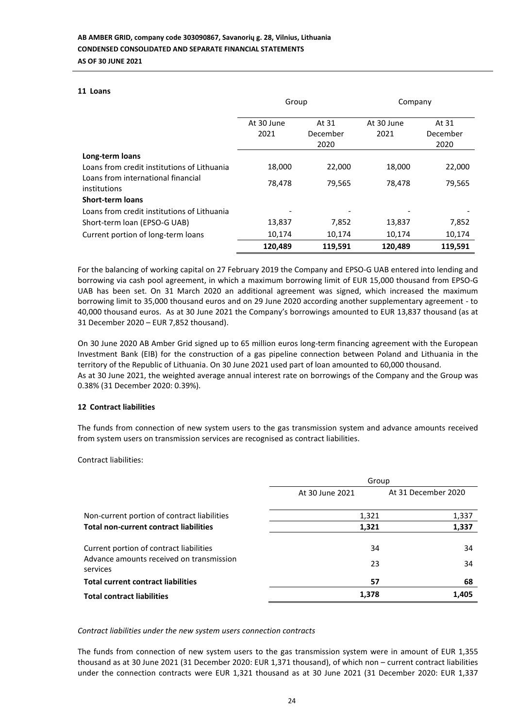## 11 Loans

| | Group | | Company | |
|---|---|---|---|---|
| | At 30 June 2021 | At 31 December 2020 | At 30 June 2021 | At 31 December 2020 |
| **Long-term loans** | | | | |
| Loans from credit institutions of Lithuania | 18,000 | 22,000 | 18,000 | 22,000 |
| Loans from international financial institutions | 78,478 | 79,565 | 78,478 | 79,565 |
| **Short-term loans** | | | | |
| Loans from credit institutions of Lithuania | - | - | - | - |
| Short-term loan (EPSO-G UAB) | 13,837 | 7,852 | 13,837 | 7,852 |
| Current portion of long-term loans | 10,174 | 10,174 | 10,174 | 10,174 |
| | **120,489** | **119,591** | **120,489** | **119,591** |

For the balancing of working capital on 27 February 2019 the Company and EPSO-G UAB entered into lending and borrowing via cash pool agreement, in which a maximum borrowing limit of EUR 15,000 thousand from EPSO-G UAB has been set. On 31 March 2020 an additional agreement was signed, which increased the maximum borrowing limit to 35,000 thousand euros and on 29 June 2020 according another supplementary agreement - to 40,000 thousand euros. As at 30 June 2021 the Company's borrowings amounted to EUR 13,837 thousand (as at 31 December 2020 – EUR 7,852 thousand).

On 30 June 2020 AB Amber Grid signed up to 65 million euros long-term financing agreement with the European Investment Bank (EIB) for the construction of a gas pipeline connection between Poland and Lithuania in the territory of the Republic of Lithuania. On 30 June 2021 used part of loan amounted to 60,000 thousand.
As at 30 June 2021, the weighted average annual interest rate on borrowings of the Company and the Group was 0.38% (31 December 2020: 0.39%).

## 12 Contract liabilities

The funds from connection of new system users to the gas transmission system and advance amounts received from system users on transmission services are recognised as contract liabilities.

Contract liabilities:

| | Group | |
|---|---|---|
| | At 30 June 2021 | At 31 December 2020 |
| Non-current portion of contract liabilities | 1,321 | 1,337 |
| **Total non-current contract liabilities** | **1,321** | **1,337** |
| Current portion of contract liabilities | 34 | 34 |
| Advance amounts received on transmission services | 23 | 34 |
| **Total current contract liabilities** | **57** | **68** |
| **Total contract liabilities** | **1,378** | **1,405** |

*Contract liabilities under the new system users connection contracts*

The funds from connection of new system users to the gas transmission system were in amount of EUR 1,355 thousand as at 30 June 2021 (31 December 2020: EUR 1,371 thousand), of which non – current contract liabilities under the connection contracts were EUR 1,321 thousand as at 30 June 2021 (31 December 2020: EUR 1,337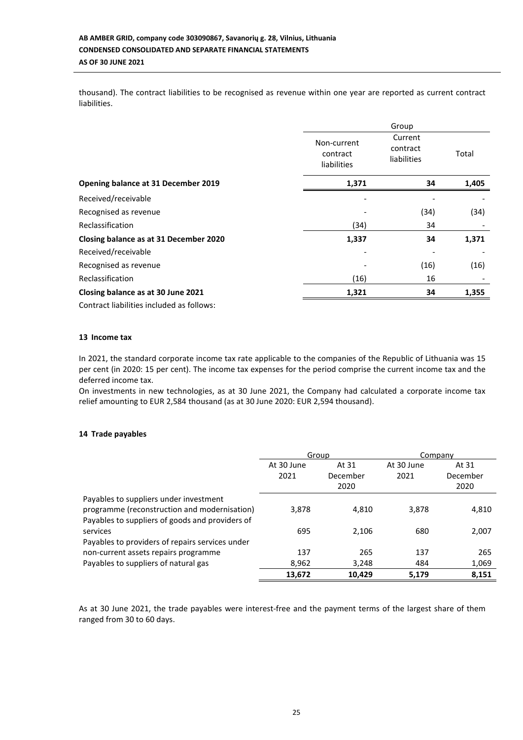thousand). The contract liabilities to be recognised as revenue within one year are reported as current contract liabilities.

| | Group | | |
|---|---|---|---|
| | Non-current contract liabilities | Current contract liabilities | Total |
| **Opening balance at 31 December 2019** | **1,371** | **34** | **1,405** |
| Received/receivable | - | - | - |
| Recognised as revenue | - | (34) | (34) |
| Reclassification | (34) | 34 | - |
| **Closing balance as at 31 December 2020** | **1,337** | **34** | **1,371** |
| Received/receivable | - | - | - |
| Recognised as revenue | - | (16) | (16) |
| Reclassification | (16) | 16 | - |
| **Closing balance as at 30 June 2021** | **1,321** | **34** | **1,355** |

Contract liabilities included as follows:

## 13 Income tax

In 2021, the standard corporate income tax rate applicable to the companies of the Republic of Lithuania was 15 per cent (in 2020: 15 per cent). The income tax expenses for the period comprise the current income tax and the deferred income tax.

On investments in new technologies, as at 30 June 2021, the Company had calculated a corporate income tax relief amounting to EUR 2,584 thousand (as at 30 June 2020: EUR 2,594 thousand).

## 14 Trade payables

| | Group | | Company | |
|---|---|---|---|---|
| | At 30 June 2021 | At 31 December 2020 | At 30 June 2021 | At 31 December 2020 |
| Payables to suppliers under investment programme (reconstruction and modernisation) | 3,878 | 4,810 | 3,878 | 4,810 |
| Payables to suppliers of goods and providers of services | 695 | 2,106 | 680 | 2,007 |
| Payables to providers of repairs services under non-current assets repairs programme | 137 | 265 | 137 | 265 |
| Payables to suppliers of natural gas | 8,962 | 3,248 | 484 | 1,069 |
| | **13,672** | **10,429** | **5,179** | **8,151** |

As at 30 June 2021, the trade payables were interest-free and the payment terms of the largest share of them ranged from 30 to 60 days.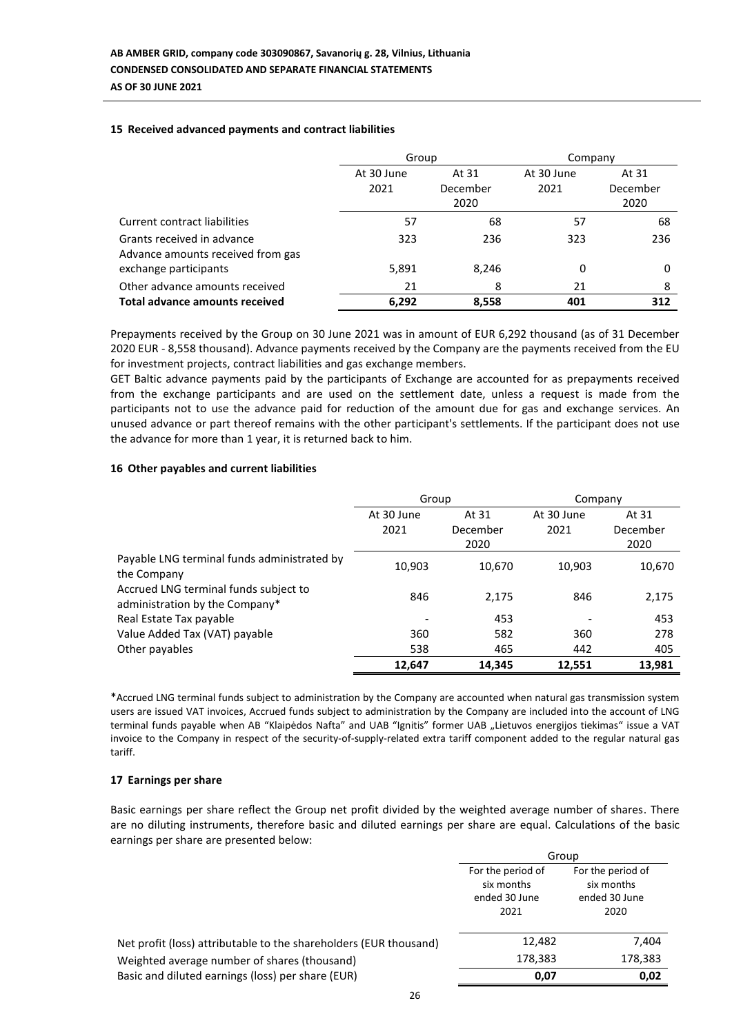## 15 Received advanced payments and contract liabilities

| | Group | | Company | |
|---|---|---|---|---|
| | At 30 June 2021 | At 31 December 2020 | At 30 June 2021 | At 31 December 2020 |
| Current contract liabilities | 57 | 68 | 57 | 68 |
| Grants received in advance | 323 | 236 | 323 | 236 |
| Advance amounts received from gas exchange participants | 5,891 | 8,246 | 0 | 0 |
| Other advance amounts received | 21 | 8 | 21 | 8 |
| **Total advance amounts received** | **6,292** | **8,558** | **401** | **312** |

Prepayments received by the Group on 30 June 2021 was in amount of EUR 6,292 thousand (as of 31 December 2020 EUR - 8,558 thousand). Advance payments received by the Company are the payments received from the EU for investment projects, contract liabilities and gas exchange members.

GET Baltic advance payments paid by the participants of Exchange are accounted for as prepayments received from the exchange participants and are used on the settlement date, unless a request is made from the participants not to use the advance paid for reduction of the amount due for gas and exchange services. An unused advance or part thereof remains with the other participant's settlements. If the participant does not use the advance for more than 1 year, it is returned back to him.

## 16 Other payables and current liabilities

| | Group | | Company | |
|---|---|---|---|---|
| | At 30 June 2021 | At 31 December 2020 | At 30 June 2021 | At 31 December 2020 |
| Payable LNG terminal funds administrated by the Company | 10,903 | 10,670 | 10,903 | 10,670 |
| Accrued LNG terminal funds subject to administration by the Company* | 846 | 2,175 | 846 | 2,175 |
| Real Estate Tax payable | - | 453 | - | 453 |
| Value Added Tax (VAT) payable | 360 | 582 | 360 | 278 |
| Other payables | 538 | 465 | 442 | 405 |
| | **12,647** | **14,345** | **12,551** | **13,981** |

*Accrued LNG terminal funds subject to administration by the Company are accounted when natural gas transmission system users are issued VAT invoices, Accrued funds subject to administration by the Company are included into the account of LNG terminal funds payable when AB "Klaipėdos Nafta" and UAB "Ignitis" former UAB „Lietuvos energijos tiekimas" issue a VAT invoice to the Company in respect of the security-of-supply-related extra tariff component added to the regular natural gas tariff.

## 17 Earnings per share

Basic earnings per share reflect the Group net profit divided by the weighted average number of shares. There are no diluting instruments, therefore basic and diluted earnings per share are equal. Calculations of the basic earnings per share are presented below:

| | Group | |
|---|---|---|
| | For the period of six months ended 30 June 2021 | For the period of six months ended 30 June 2020 |
| Net profit (loss) attributable to the shareholders (EUR thousand) | 12,482 | 7,404 |
| Weighted average number of shares (thousand) | 178,383 | 178,383 |
| Basic and diluted earnings (loss) per share (EUR) | **0,07** | **0,02** |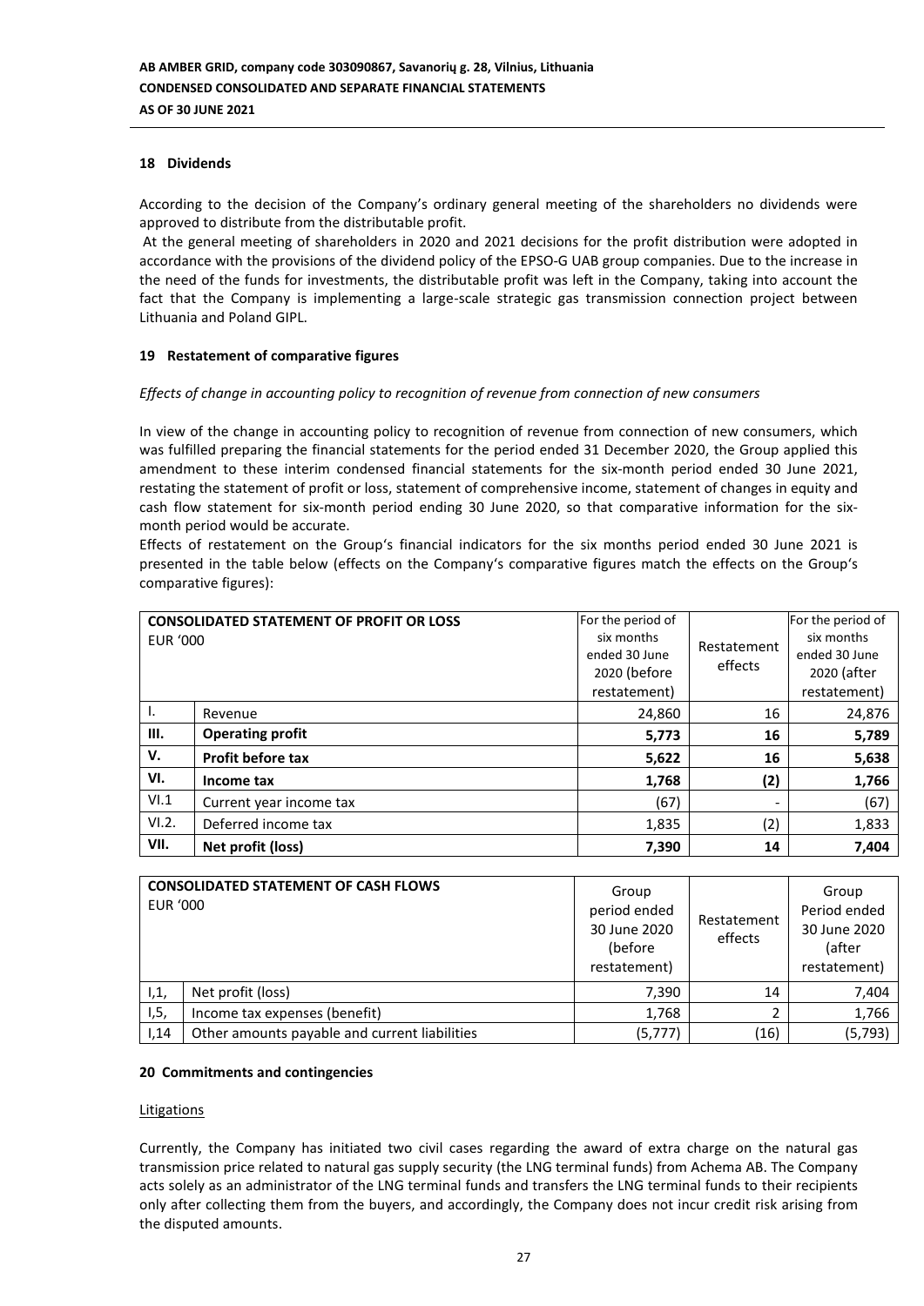## 18 Dividends

According to the decision of the Company's ordinary general meeting of the shareholders no dividends were approved to distribute from the distributable profit.

At the general meeting of shareholders in 2020 and 2021 decisions for the profit distribution were adopted in accordance with the provisions of the dividend policy of the EPSO-G UAB group companies. Due to the increase in the need of the funds for investments, the distributable profit was left in the Company, taking into account the fact that the Company is implementing a large-scale strategic gas transmission connection project between Lithuania and Poland GIPL.

## 19 Restatement of comparative figures

*Effects of change in accounting policy to recognition of revenue from connection of new consumers*

In view of the change in accounting policy to recognition of revenue from connection of new consumers, which was fulfilled preparing the financial statements for the period ended 31 December 2020, the Group applied this amendment to these interim condensed financial statements for the six-month period ended 30 June 2021, restating the statement of profit or loss, statement of comprehensive income, statement of changes in equity and cash flow statement for six-month period ending 30 June 2020, so that comparative information for the six-month period would be accurate.

Effects of restatement on the Group's financial indicators for the six months period ended 30 June 2021 is presented in the table below (effects on the Company's comparative figures match the effects on the Group's comparative figures):

| **CONSOLIDATED STATEMENT OF PROFIT OR LOSS** EUR '000 | | For the period of six months ended 30 June 2020 (before restatement) | Restatement effects | For the period of six months ended 30 June 2020 (after restatement) |
|---|---|---|---|---|
| I. | Revenue | 24,860 | 16 | 24,876 |
| **III.** | **Operating profit** | **5,773** | **16** | **5,789** |
| **V.** | **Profit before tax** | **5,622** | **16** | **5,638** |
| **VI.** | **Income tax** | **1,768** | **(2)** | **1,766** |
| VI.1 | Current year income tax | (67) | - | (67) |
| VI.2. | Deferred income tax | 1,835 | (2) | 1,833 |
| **VII.** | **Net profit (loss)** | **7,390** | **14** | **7,404** |

| **CONSOLIDATED STATEMENT OF CASH FLOWS** EUR '000 | | Group period ended 30 June 2020 (before restatement) | Restatement effects | Group Period ended 30 June 2020 (after restatement) |
|---|---|---|---|---|
| I,1, | Net profit (loss) | 7,390 | 14 | 7,404 |
| I,5, | Income tax expenses (benefit) | 1,768 | 2 | 1,766 |
| I,14 | Other amounts payable and current liabilities | (5,777) | (16) | (5,793) |

## 20 Commitments and contingencies

Litigations

Currently, the Company has initiated two civil cases regarding the award of extra charge on the natural gas transmission price related to natural gas supply security (the LNG terminal funds) from Achema AB. The Company acts solely as an administrator of the LNG terminal funds and transfers the LNG terminal funds to their recipients only after collecting them from the buyers, and accordingly, the Company does not incur credit risk arising from the disputed amounts.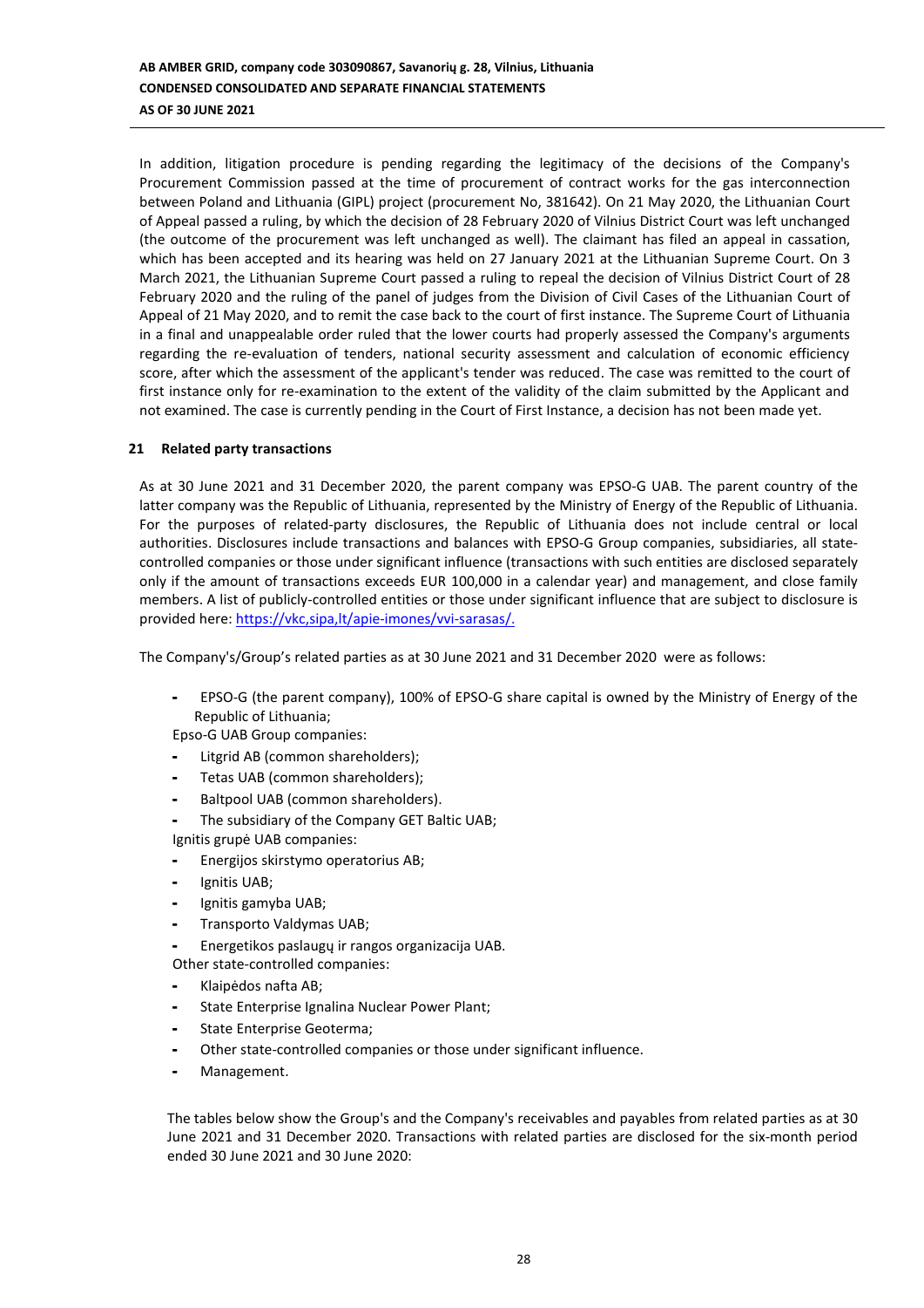In addition, litigation procedure is pending regarding the legitimacy of the decisions of the Company's Procurement Commission passed at the time of procurement of contract works for the gas interconnection between Poland and Lithuania (GIPL) project (procurement No, 381642). On 21 May 2020, the Lithuanian Court of Appeal passed a ruling, by which the decision of 28 February 2020 of Vilnius District Court was left unchanged (the outcome of the procurement was left unchanged as well). The claimant has filed an appeal in cassation, which has been accepted and its hearing was held on 27 January 2021 at the Lithuanian Supreme Court. On 3 March 2021, the Lithuanian Supreme Court passed a ruling to repeal the decision of Vilnius District Court of 28 February 2020 and the ruling of the panel of judges from the Division of Civil Cases of the Lithuanian Court of Appeal of 21 May 2020, and to remit the case back to the court of first instance. The Supreme Court of Lithuania in a final and unappealable order ruled that the lower courts had properly assessed the Company's arguments regarding the re-evaluation of tenders, national security assessment and calculation of economic efficiency score, after which the assessment of the applicant's tender was reduced. The case was remitted to the court of first instance only for re-examination to the extent of the validity of the claim submitted by the Applicant and not examined. The case is currently pending in the Court of First Instance, a decision has not been made yet.

## 21 Related party transactions

As at 30 June 2021 and 31 December 2020, the parent company was EPSO-G UAB. The parent country of the latter company was the Republic of Lithuania, represented by the Ministry of Energy of the Republic of Lithuania. For the purposes of related-party disclosures, the Republic of Lithuania does not include central or local authorities. Disclosures include transactions and balances with EPSO-G Group companies, subsidiaries, all state-controlled companies or those under significant influence (transactions with such entities are disclosed separately only if the amount of transactions exceeds EUR 100,000 in a calendar year) and management, and close family members. A list of publicly-controlled entities or those under significant influence that are subject to disclosure is provided here: https://vkc,sipa,lt/apie-imones/vvi-sarasas/.

The Company's/Group's related parties as at 30 June 2021 and 31 December 2020 were as follows:

- EPSO-G (the parent company), 100% of EPSO-G share capital is owned by the Ministry of Energy of the Republic of Lithuania;

Epso-G UAB Group companies:

- Litgrid AB (common shareholders);
- Tetas UAB (common shareholders);
- Baltpool UAB (common shareholders).
- The subsidiary of the Company GET Baltic UAB;

Ignitis grupė UAB companies:

- Energijos skirstymo operatorius AB;
- Ignitis UAB;
- Ignitis gamyba UAB;
- Transporto Valdymas UAB;
- Energetikos paslaugų ir rangos organizacija UAB.

Other state-controlled companies:

- Klaipėdos nafta AB;
- State Enterprise Ignalina Nuclear Power Plant;
- State Enterprise Geoterma;
- Other state-controlled companies or those under significant influence.
- Management.

The tables below show the Group's and the Company's receivables and payables from related parties as at 30 June 2021 and 31 December 2020. Transactions with related parties are disclosed for the six-month period ended 30 June 2021 and 30 June 2020: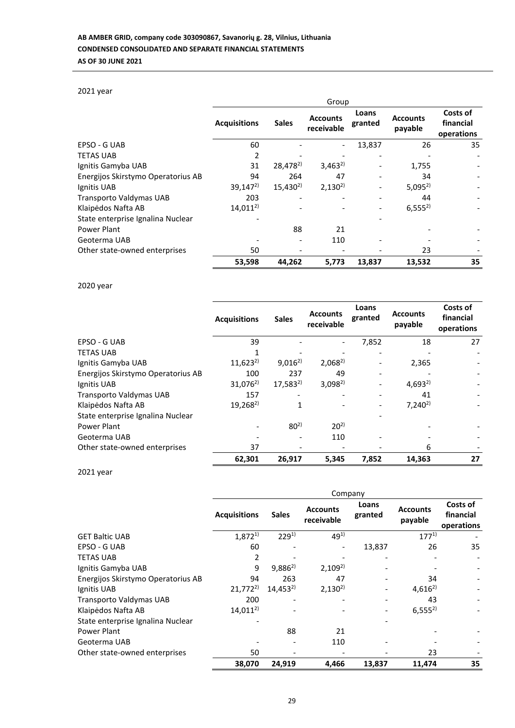2021 year

| | Group | | | | | |
|---|---|---|---|---|---|---|
| | **Acquisitions** | **Sales** | **Accounts receivable** | **Loans granted** | **Accounts payable** | **Costs of financial operations** |
| EPSO - G UAB | 60 | - | - | 13,837 | 26 | 35 |
| TETAS UAB | 2 | - | - | - | - | - |
| Ignitis Gamyba UAB | 31 | 28,478[2)] | 3,463[2)] | - | 1,755 | - |
| Energijos Skirstymo Operatorius AB | 94 | 264 | 47 | - | 34 | - |
| Ignitis UAB | 39,147[2)] | 15,430[2)] | 2,130[2)] | - | 5,095[2)] | - |
| Transporto Valdymas UAB | 203 | - | - | - | 44 | - |
| Klaipėdos Nafta AB | 14,011[2)] | - | - | - | 6,555[2)] | - |
| State enterprise Ignalina Nuclear Power Plant | - | 88 | 21 | - | - | - |
| Geoterma UAB | - | - | 110 | - | - | - |
| Other state-owned enterprises | 50 | - | - | - | 23 | - |
| | **53,598** | **44,262** | **5,773** | **13,837** | **13,532** | **35** |

2020 year

| | **Acquisitions** | **Sales** | **Accounts receivable** | **Loans granted** | **Accounts payable** | **Costs of financial operations** |
|---|---|---|---|---|---|---|
| EPSO - G UAB | 39 | - | - | 7,852 | 18 | 27 |
| TETAS UAB | 1 | - | - | - | - | - |
| Ignitis Gamyba UAB | 11,623[2)] | 9,016[2)] | 2,068[2)] | - | 2,365 | - |
| Energijos Skirstymo Operatorius AB | 100 | 237 | 49 | - | - | - |
| Ignitis UAB | 31,076[2)] | 17,583[2)] | 3,098[2)] | - | 4,693[2)] | - |
| Transporto Valdymas UAB | 157 | - | - | - | 41 | - |
| Klaipėdos Nafta AB | 19,268[2)] | 1 | - | - | 7,240[2)] | - |
| State enterprise Ignalina Nuclear Power Plant | - | 80[2)] | 20[2)] | - | - | - |
| Geoterma UAB | - | - | 110 | - | - | - |
| Other state-owned enterprises | 37 | - | - | - | 6 | - |
| | **62,301** | **26,917** | **5,345** | **7,852** | **14,363** | **27** |

2021 year

| | Company | | | | | |
|---|---|---|---|---|---|---|
| | **Acquisitions** | **Sales** | **Accounts receivable** | **Loans granted** | **Accounts payable** | **Costs of financial operations** |
| GET Baltic UAB | 1,872[1)] | 229[1)] | 49[1)] | | 177[1)] | - |
| EPSO - G UAB | 60 | - | - | 13,837 | 26 | 35 |
| TETAS UAB | 2 | - | - | - | - | - |
| Ignitis Gamyba UAB | 9 | 9,886[2)] | 2,109[2)] | - | - | - |
| Energijos Skirstymo Operatorius AB | 94 | 263 | 47 | - | 34 | - |
| Ignitis UAB | 21,772[2)] | 14,453[2)] | 2,130[2)] | - | 4,616[2)] | - |
| Transporto Valdymas UAB | 200 | - | - | - | 43 | - |
| Klaipėdos Nafta AB | 14,011[2)] | - | - | - | 6,555[2)] | - |
| State enterprise Ignalina Nuclear Power Plant | - | 88 | 21 | - | - | - |
| Geoterma UAB | - | - | 110 | - | - | - |
| Other state-owned enterprises | 50 | - | - | - | 23 | - |
| | **38,070** | **24,919** | **4,466** | **13,837** | **11,474** | **35** |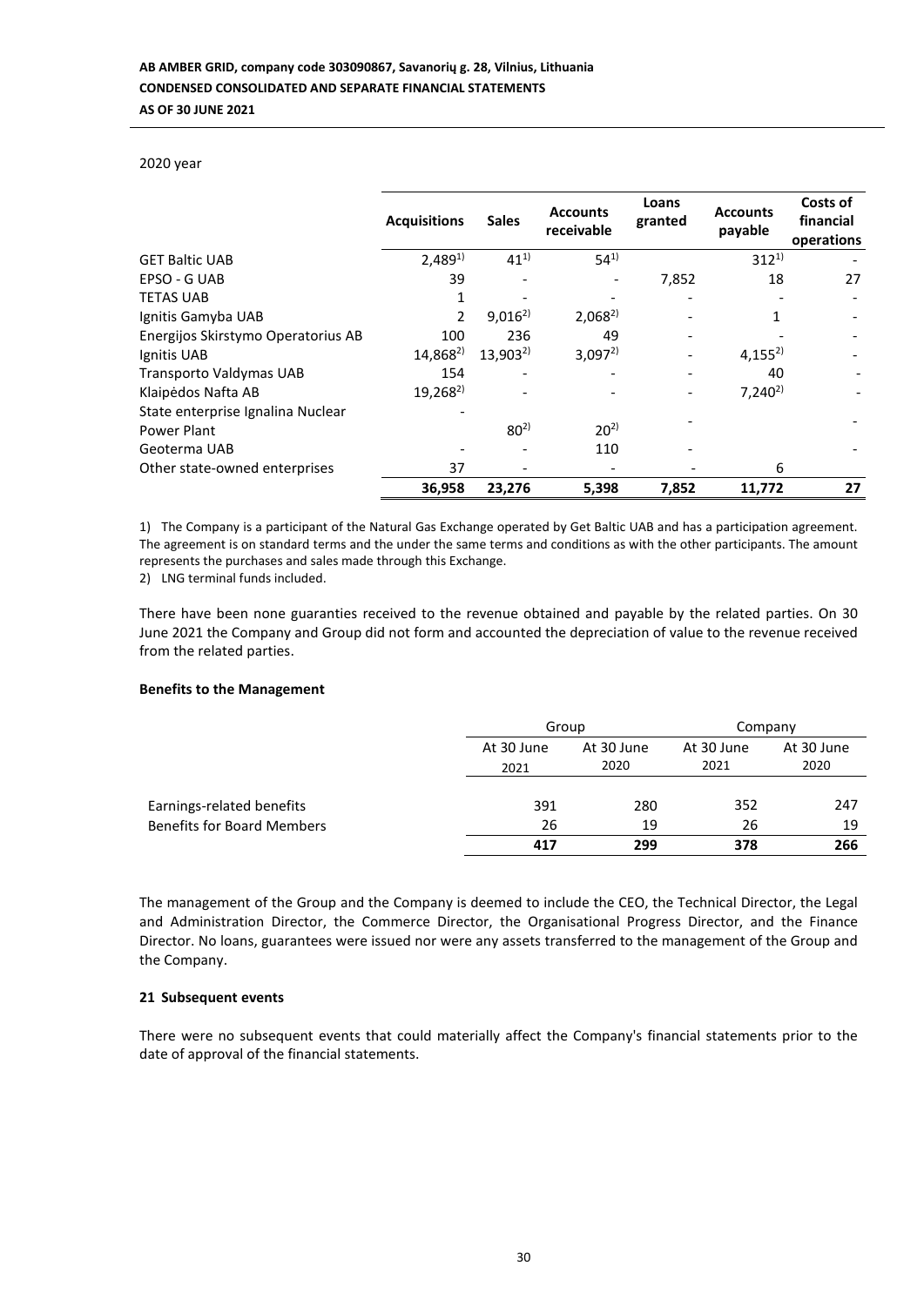2020 year

| | Acquisitions | Sales | Accounts receivable | Loans granted | Accounts payable | Costs of financial operations |
|---|---|---|---|---|---|---|
| GET Baltic UAB | 2,489[1)] | 41[1)] | 54[1)] | | 312[1)] | - |
| EPSO - G UAB | 39 | - | - | 7,852 | 18 | 27 |
| TETAS UAB | 1 | - | - | - | - | - |
| Ignitis Gamyba UAB | 2 | 9,016[2)] | 2,068[2)] | - | 1 | - |
| Energijos Skirstymo Operatorius AB | 100 | 236 | 49 | - | - | - |
| Ignitis UAB | 14,868[2)] | 13,903[2)] | 3,097[2)] | - | 4,155[2)] | - |
| Transporto Valdymas UAB | 154 | - | - | - | 40 | - |
| Klaipėdos Nafta AB | 19,268[2)] | - | - | - | 7,240[2)] | - |
| State enterprise Ignalina Nuclear Power Plant | - | 80[2)] | 20[2)] | - | | - |
| Geoterma UAB | - | - | 110 | - | | - |
| Other state-owned enterprises | 37 | - | - | - | 6 | |
| | **36,958** | **23,276** | **5,398** | **7,852** | **11,772** | **27** |

1) The Company is a participant of the Natural Gas Exchange operated by Get Baltic UAB and has a participation agreement. The agreement is on standard terms and the under the same terms and conditions as with the other participants. The amount represents the purchases and sales made through this Exchange.

2) LNG terminal funds included.

There have been none guaranties received to the revenue obtained and payable by the related parties. On 30 June 2021 the Company and Group did not form and accounted the depreciation of value to the revenue received from the related parties.

**Benefits to the Management**

| | Group | | Company | |
|---|---|---|---|---|
| | At 30 June 2021 | At 30 June 2020 | At 30 June 2021 | At 30 June 2020 |
| Earnings-related benefits | 391 | 280 | 352 | 247 |
| Benefits for Board Members | 26 | 19 | 26 | 19 |
| | **417** | **299** | **378** | **266** |

The management of the Group and the Company is deemed to include the CEO, the Technical Director, the Legal and Administration Director, the Commerce Director, the Organisational Progress Director, and the Finance Director. No loans, guarantees were issued nor were any assets transferred to the management of the Group and the Company.

**21 Subsequent events**

There were no subsequent events that could materially affect the Company's financial statements prior to the date of approval of the financial statements.